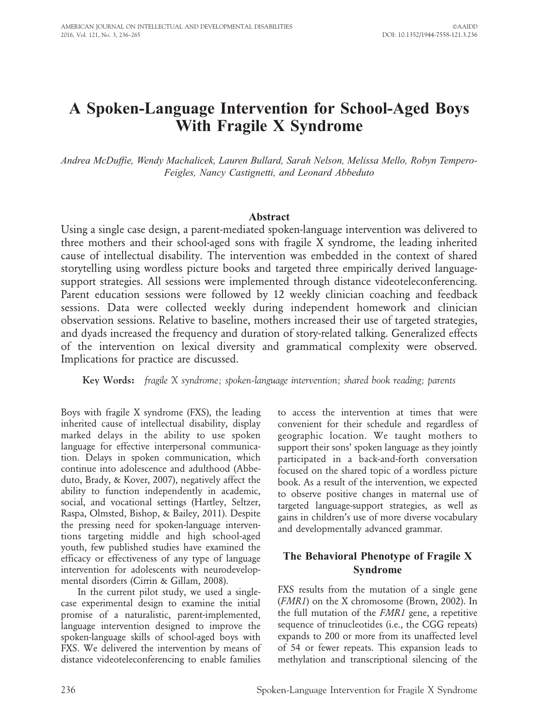# A Spoken-Language Intervention for School-Aged Boys With Fragile X Syndrome

*Andrea McDuffie, Wendy Machalicek, Lauren Bullard, Sarah Nelson, Melissa Mello, Robyn Tempero-Feigles, Nancy Castignetti, and Leonard Abbeduto*

## Abstract

Using a single case design, a parent-mediated spoken-language intervention was delivered to three mothers and their school-aged sons with fragile X syndrome, the leading inherited cause of intellectual disability. The intervention was embedded in the context of shared storytelling using wordless picture books and targeted three empirically derived language-support strategies. All sessions were implemented through distance videoteleconferencing. Parent education sessions were followed by 12 weekly clinician coaching and feedback sessions. Data were collected weekly during independent homework and clinician observation sessions. Relative to baseline, mothers increased their use of targeted strategies, and dyads increased the frequency and duration of story-related talking. Generalized effects of the intervention on lexical diversity and grammatical complexity were observed. Implications for practice are discussed.

**Key Words:** *fragile X syndrome; spoken-language intervention; shared book reading; parents*

Boys with fragile X syndrome (FXS), the leading inherited cause of intellectual disability, display marked delays in the ability to use spoken language for effective interpersonal communication. Delays in spoken communication, which continue into adolescence and adulthood (Abbeduto, Brady, & Kover, 2007), negatively affect the ability to function independently in academic, social, and vocational settings (Hartley, Seltzer, Raspa, Olmsted, Bishop, & Bailey, 2011). Despite the pressing need for spoken-language interventions targeting middle and high school-aged youth, few published studies have examined the efficacy or effectiveness of any type of language intervention for adolescents with neurodevelopmental disorders (Cirrin & Gillam, 2008).

In the current pilot study, we used a single-case experimental design to examine the initial promise of a naturalistic, parent-implemented, language intervention designed to improve the spoken-language skills of school-aged boys with FXS. We delivered the intervention by means of distance videoteleconferencing to enable families to access the intervention at times that were convenient for their schedule and regardless of geographic location. We taught mothers to support their sons' spoken language as they jointly participated in a back-and-forth conversation focused on the shared topic of a wordless picture book. As a result of the intervention, we expected to observe positive changes in maternal use of targeted language-support strategies, as well as gains in children's use of more diverse vocabulary and developmentally advanced grammar.

## The Behavioral Phenotype of Fragile X Syndrome

FXS results from the mutation of a single gene (*FMR1*) on the X chromosome (Brown, 2002). In the full mutation of the *FMR1* gene, a repetitive sequence of trinucleotides (i.e., the CGG repeats) expands to 200 or more from its unaffected level of 54 or fewer repeats. This expansion leads to methylation and transcriptional silencing of the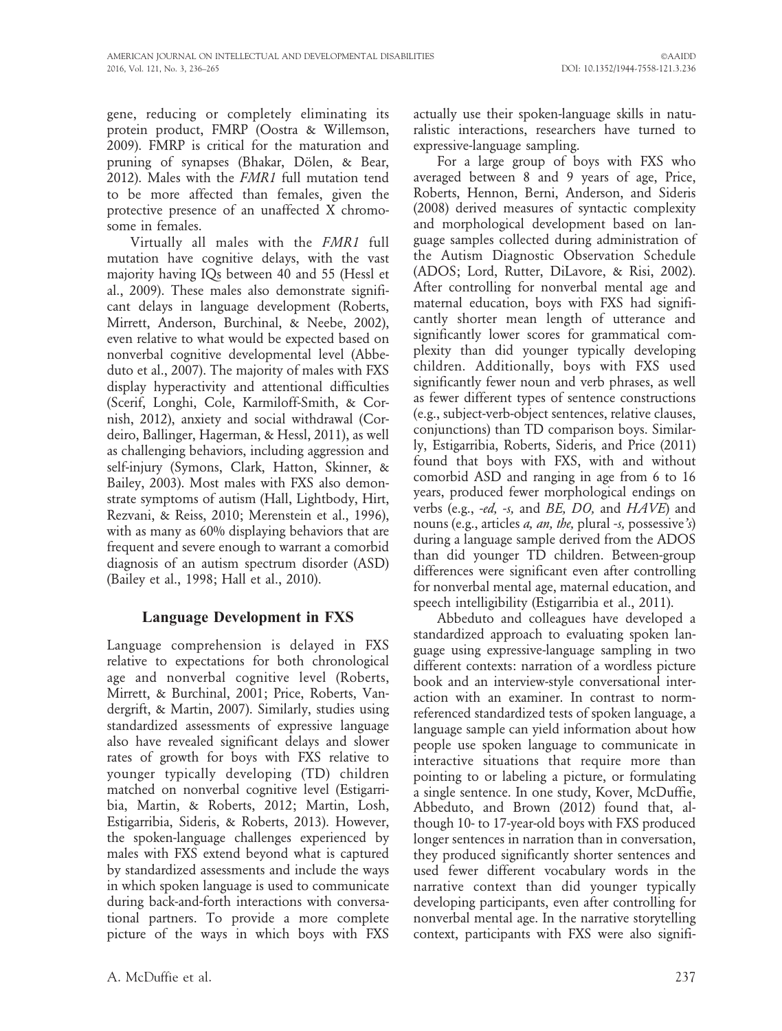gene, reducing or completely eliminating its protein product, FMRP (Oostra & Willemson, 2009). FMRP is critical for the maturation and pruning of synapses (Bhakar, Dölen, & Bear, 2012). Males with the *FMR1* full mutation tend to be more affected than females, given the protective presence of an unaffected X chromosome in females.

Virtually all males with the *FMR1* full mutation have cognitive delays, with the vast majority having IQs between 40 and 55 (Hessl et al., 2009). These males also demonstrate significant delays in language development (Roberts, Mirrett, Anderson, Burchinal, & Neebe, 2002), even relative to what would be expected based on nonverbal cognitive developmental level (Abbeduto et al., 2007). The majority of males with FXS display hyperactivity and attentional difficulties (Scerif, Longhi, Cole, Karmiloff-Smith, & Cornish, 2012), anxiety and social withdrawal (Cordeiro, Ballinger, Hagerman, & Hessl, 2011), as well as challenging behaviors, including aggression and self-injury (Symons, Clark, Hatton, Skinner, & Bailey, 2003). Most males with FXS also demonstrate symptoms of autism (Hall, Lightbody, Hirt, Rezvani, & Reiss, 2010; Merenstein et al., 1996), with as many as 60% displaying behaviors that are frequent and severe enough to warrant a comorbid diagnosis of an autism spectrum disorder (ASD) (Bailey et al., 1998; Hall et al., 2010).

## Language Development in FXS

Language comprehension is delayed in FXS relative to expectations for both chronological age and nonverbal cognitive level (Roberts, Mirrett, & Burchinal, 2001; Price, Roberts, Vandergrift, & Martin, 2007). Similarly, studies using standardized assessments of expressive language also have revealed significant delays and slower rates of growth for boys with FXS relative to younger typically developing (TD) children matched on nonverbal cognitive level (Estigarribia, Martin, & Roberts, 2012; Martin, Losh, Estigarribia, Sideris, & Roberts, 2013). However, the spoken-language challenges experienced by males with FXS extend beyond what is captured by standardized assessments and include the ways in which spoken language is used to communicate during back-and-forth interactions with conversational partners. To provide a more complete picture of the ways in which boys with FXS actually use their spoken-language skills in naturalistic interactions, researchers have turned to expressive-language sampling.

For a large group of boys with FXS who averaged between 8 and 9 years of age, Price, Roberts, Hennon, Berni, Anderson, and Sideris (2008) derived measures of syntactic complexity and morphological development based on language samples collected during administration of the Autism Diagnostic Observation Schedule (ADOS; Lord, Rutter, DiLavore, & Risi, 2002). After controlling for nonverbal mental age and maternal education, boys with FXS had significantly shorter mean length of utterance and significantly lower scores for grammatical complexity than did younger typically developing children. Additionally, boys with FXS used significantly fewer noun and verb phrases, as well as fewer different types of sentence constructions (e.g., subject-verb-object sentences, relative clauses, conjunctions) than TD comparison boys. Similarly, Estigarribia, Roberts, Sideris, and Price (2011) found that boys with FXS, with and without comorbid ASD and ranging in age from 6 to 16 years, produced fewer morphological endings on verbs (e.g., *-ed, -s,* and *BE, DO,* and *HAVE*) and nouns (e.g., articles *a, an, the,* plural *-s,* possessive*'s*) during a language sample derived from the ADOS than did younger TD children. Between-group differences were significant even after controlling for nonverbal mental age, maternal education, and speech intelligibility (Estigarribia et al., 2011).

Abbeduto and colleagues have developed a standardized approach to evaluating spoken language using expressive-language sampling in two different contexts: narration of a wordless picture book and an interview-style conversational interaction with an examiner. In contrast to norm-referenced standardized tests of spoken language, a language sample can yield information about how people use spoken language to communicate in interactive situations that require more than pointing to or labeling a picture, or formulating a single sentence. In one study, Kover, McDuffie, Abbeduto, and Brown (2012) found that, although 10- to 17-year-old boys with FXS produced longer sentences in narration than in conversation, they produced significantly shorter sentences and used fewer different vocabulary words in the narrative context than did younger typically developing participants, even after controlling for nonverbal mental age. In the narrative storytelling context, participants with FXS were also signifi-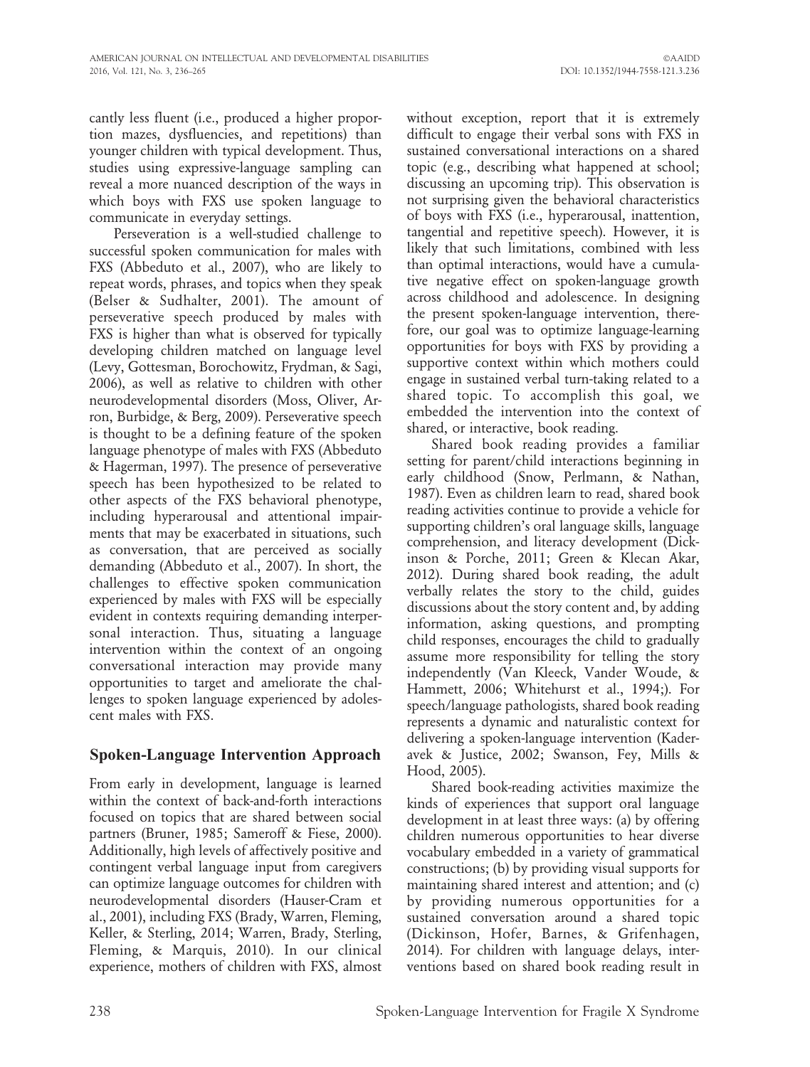cantly less fluent (i.e., produced a higher proportion mazes, dysfluencies, and repetitions) than younger children with typical development. Thus, studies using expressive-language sampling can reveal a more nuanced description of the ways in which boys with FXS use spoken language to communicate in everyday settings.

Perseveration is a well-studied challenge to successful spoken communication for males with FXS (Abbeduto et al., 2007), who are likely to repeat words, phrases, and topics when they speak (Belser & Sudhalter, 2001). The amount of perseverative speech produced by males with FXS is higher than what is observed for typically developing children matched on language level (Levy, Gottesman, Borochowitz, Frydman, & Sagi, 2006), as well as relative to children with other neurodevelopmental disorders (Moss, Oliver, Arron, Burbidge, & Berg, 2009). Perseverative speech is thought to be a defining feature of the spoken language phenotype of males with FXS (Abbeduto & Hagerman, 1997). The presence of perseverative speech has been hypothesized to be related to other aspects of the FXS behavioral phenotype, including hyperarousal and attentional impairments that may be exacerbated in situations, such as conversation, that are perceived as socially demanding (Abbeduto et al., 2007). In short, the challenges to effective spoken communication experienced by males with FXS will be especially evident in contexts requiring demanding interpersonal interaction. Thus, situating a language intervention within the context of an ongoing conversational interaction may provide many opportunities to target and ameliorate the challenges to spoken language experienced by adolescent males with FXS.

## Spoken-Language Intervention Approach

From early in development, language is learned within the context of back-and-forth interactions focused on topics that are shared between social partners (Bruner, 1985; Sameroff & Fiese, 2000). Additionally, high levels of affectively positive and contingent verbal language input from caregivers can optimize language outcomes for children with neurodevelopmental disorders (Hauser-Cram et al., 2001), including FXS (Brady, Warren, Fleming, Keller, & Sterling, 2014; Warren, Brady, Sterling, Fleming, & Marquis, 2010). In our clinical experience, mothers of children with FXS, almost without exception, report that it is extremely difficult to engage their verbal sons with FXS in sustained conversational interactions on a shared topic (e.g., describing what happened at school; discussing an upcoming trip). This observation is not surprising given the behavioral characteristics of boys with FXS (i.e., hyperarousal, inattention, tangential and repetitive speech). However, it is likely that such limitations, combined with less than optimal interactions, would have a cumulative negative effect on spoken-language growth across childhood and adolescence. In designing the present spoken-language intervention, therefore, our goal was to optimize language-learning opportunities for boys with FXS by providing a supportive context within which mothers could engage in sustained verbal turn-taking related to a shared topic. To accomplish this goal, we embedded the intervention into the context of shared, or interactive, book reading.

Shared book reading provides a familiar setting for parent/child interactions beginning in early childhood (Snow, Perlmann, & Nathan, 1987). Even as children learn to read, shared book reading activities continue to provide a vehicle for supporting children's oral language skills, language comprehension, and literacy development (Dickinson & Porche, 2011; Green & Klecan Akar, 2012). During shared book reading, the adult verbally relates the story to the child, guides discussions about the story content and, by adding information, asking questions, and prompting child responses, encourages the child to gradually assume more responsibility for telling the story independently (Van Kleeck, Vander Woude, & Hammett, 2006; Whitehurst et al., 1994;). For speech/language pathologists, shared book reading represents a dynamic and naturalistic context for delivering a spoken-language intervention (Kaderavek & Justice, 2002; Swanson, Fey, Mills & Hood, 2005).

Shared book-reading activities maximize the kinds of experiences that support oral language development in at least three ways: (a) by offering children numerous opportunities to hear diverse vocabulary embedded in a variety of grammatical constructions; (b) by providing visual supports for maintaining shared interest and attention; and (c) by providing numerous opportunities for a sustained conversation around a shared topic (Dickinson, Hofer, Barnes, & Grifenhagen, 2014). For children with language delays, interventions based on shared book reading result in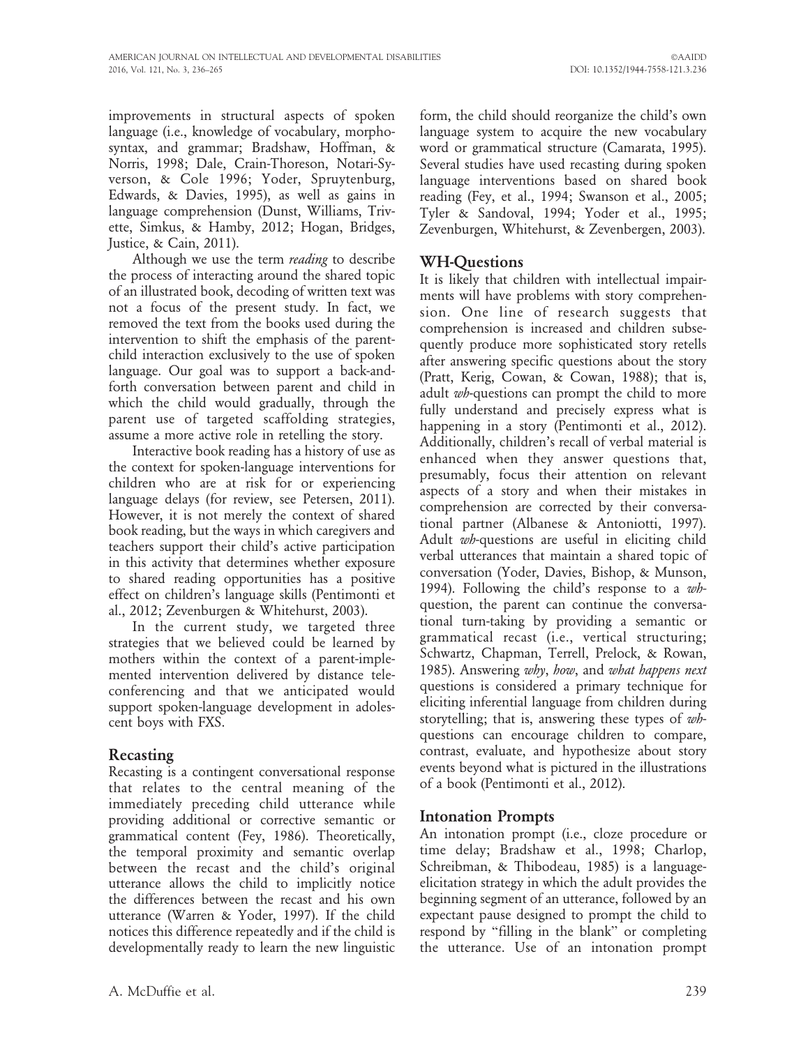improvements in structural aspects of spoken language (i.e., knowledge of vocabulary, morphosyntax, and grammar; Bradshaw, Hoffman, & Norris, 1998; Dale, Crain-Thoreson, Notari-Syverson, & Cole 1996; Yoder, Spruytenburg, Edwards, & Davies, 1995), as well as gains in language comprehension (Dunst, Williams, Trivette, Simkus, & Hamby, 2012; Hogan, Bridges, Justice, & Cain, 2011).

Although we use the term *reading* to describe the process of interacting around the shared topic of an illustrated book, decoding of written text was not a focus of the present study. In fact, we removed the text from the books used during the intervention to shift the emphasis of the parent-child interaction exclusively to the use of spoken language. Our goal was to support a back-and-forth conversation between parent and child in which the child would gradually, through the parent use of targeted scaffolding strategies, assume a more active role in retelling the story.

Interactive book reading has a history of use as the context for spoken-language interventions for children who are at risk for or experiencing language delays (for review, see Petersen, 2011). However, it is not merely the context of shared book reading, but the ways in which caregivers and teachers support their child's active participation in this activity that determines whether exposure to shared reading opportunities has a positive effect on children's language skills (Pentimonti et al., 2012; Zevenburgen & Whitehurst, 2003).

In the current study, we targeted three strategies that we believed could be learned by mothers within the context of a parent-implemented intervention delivered by distance teleconferencing and that we anticipated would support spoken-language development in adolescent boys with FXS.

## Recasting

Recasting is a contingent conversational response that relates to the central meaning of the immediately preceding child utterance while providing additional or corrective semantic or grammatical content (Fey, 1986). Theoretically, the temporal proximity and semantic overlap between the recast and the child's original utterance allows the child to implicitly notice the differences between the recast and his own utterance (Warren & Yoder, 1997). If the child notices this difference repeatedly and if the child is developmentally ready to learn the new linguistic form, the child should reorganize the child's own language system to acquire the new vocabulary word or grammatical structure (Camarata, 1995). Several studies have used recasting during spoken language interventions based on shared book reading (Fey, et al., 1994; Swanson et al., 2005; Tyler & Sandoval, 1994; Yoder et al., 1995; Zevenburgen, Whitehurst, & Zevenbergen, 2003).

## WH-Questions

It is likely that children with intellectual impairments will have problems with story comprehension. One line of research suggests that comprehension is increased and children subsequently produce more sophisticated story retells after answering specific questions about the story (Pratt, Kerig, Cowan, & Cowan, 1988); that is, adult *wh*-questions can prompt the child to more fully understand and precisely express what is happening in a story (Pentimonti et al., 2012). Additionally, children's recall of verbal material is enhanced when they answer questions that, presumably, focus their attention on relevant aspects of a story and when their mistakes in comprehension are corrected by their conversational partner (Albanese & Antoniotti, 1997). Adult *wh*-questions are useful in eliciting child verbal utterances that maintain a shared topic of conversation (Yoder, Davies, Bishop, & Munson, 1994). Following the child's response to a *wh*-question, the parent can continue the conversational turn-taking by providing a semantic or grammatical recast (i.e., vertical structuring; Schwartz, Chapman, Terrell, Prelock, & Rowan, 1985). Answering *why*, *how*, and *what happens next* questions is considered a primary technique for eliciting inferential language from children during storytelling; that is, answering these types of *wh*-questions can encourage children to compare, contrast, evaluate, and hypothesize about story events beyond what is pictured in the illustrations of a book (Pentimonti et al., 2012).

## Intonation Prompts

An intonation prompt (i.e., cloze procedure or time delay; Bradshaw et al., 1998; Charlop, Schreibman, & Thibodeau, 1985) is a language-elicitation strategy in which the adult provides the beginning segment of an utterance, followed by an expectant pause designed to prompt the child to respond by "filling in the blank" or completing the utterance. Use of an intonation prompt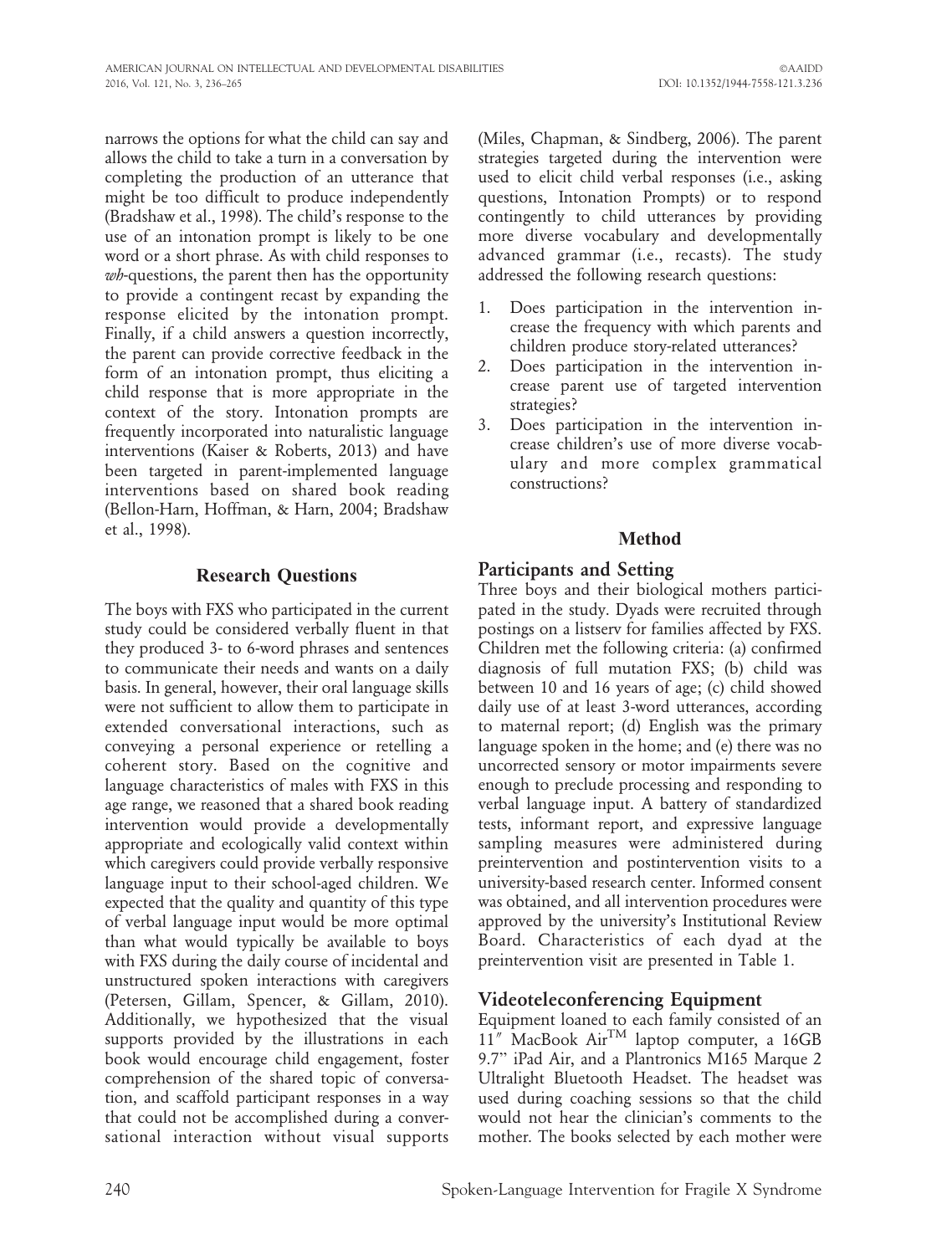narrows the options for what the child can say and allows the child to take a turn in a conversation by completing the production of an utterance that might be too difficult to produce independently (Bradshaw et al., 1998). The child's response to the use of an intonation prompt is likely to be one word or a short phrase. As with child responses to *wh*-questions, the parent then has the opportunity to provide a contingent recast by expanding the response elicited by the intonation prompt. Finally, if a child answers a question incorrectly, the parent can provide corrective feedback in the form of an intonation prompt, thus eliciting a child response that is more appropriate in the context of the story. Intonation prompts are frequently incorporated into naturalistic language interventions (Kaiser & Roberts, 2013) and have been targeted in parent-implemented language interventions based on shared book reading (Bellon-Harn, Hoffman, & Harn, 2004; Bradshaw et al., 1998).

## Research Questions

The boys with FXS who participated in the current study could be considered verbally fluent in that they produced 3- to 6-word phrases and sentences to communicate their needs and wants on a daily basis. In general, however, their oral language skills were not sufficient to allow them to participate in extended conversational interactions, such as conveying a personal experience or retelling a coherent story. Based on the cognitive and language characteristics of males with FXS in this age range, we reasoned that a shared book reading intervention would provide a developmentally appropriate and ecologically valid context within which caregivers could provide verbally responsive language input to their school-aged children. We expected that the quality and quantity of this type of verbal language input would be more optimal than what would typically be available to boys with FXS during the daily course of incidental and unstructured spoken interactions with caregivers (Petersen, Gillam, Spencer, & Gillam, 2010). Additionally, we hypothesized that the visual supports provided by the illustrations in each book would encourage child engagement, foster comprehension of the shared topic of conversation, and scaffold participant responses in a way that could not be accomplished during a conversational interaction without visual supports (Miles, Chapman, & Sindberg, 2006). The parent strategies targeted during the intervention were used to elicit child verbal responses (i.e., asking questions, Intonation Prompts) or to respond contingently to child utterances by providing more diverse vocabulary and developmentally advanced grammar (i.e., recasts). The study addressed the following research questions:

1. Does participation in the intervention increase the frequency with which parents and children produce story-related utterances?
2. Does participation in the intervention increase parent use of targeted intervention strategies?
3. Does participation in the intervention increase children's use of more diverse vocabulary and more complex grammatical constructions?

## Method

### Participants and Setting

Three boys and their biological mothers participated in the study. Dyads were recruited through postings on a listserv for families affected by FXS. Children met the following criteria: (a) confirmed diagnosis of full mutation FXS; (b) child was between 10 and 16 years of age; (c) child showed daily use of at least 3-word utterances, according to maternal report; (d) English was the primary language spoken in the home; and (e) there was no uncorrected sensory or motor impairments severe enough to preclude processing and responding to verbal language input. A battery of standardized tests, informant report, and expressive language sampling measures were administered during preintervention and postintervention visits to a university-based research center. Informed consent was obtained, and all intervention procedures were approved by the university's Institutional Review Board. Characteristics of each dyad at the preintervention visit are presented in Table 1.

### Videoteleconferencing Equipment

Equipment loaned to each family consisted of an 11″ MacBook Air™ laptop computer, a 16GB 9.7" iPad Air, and a Plantronics M165 Marque 2 Ultralight Bluetooth Headset. The headset was used during coaching sessions so that the child would not hear the clinician's comments to the mother. The books selected by each mother were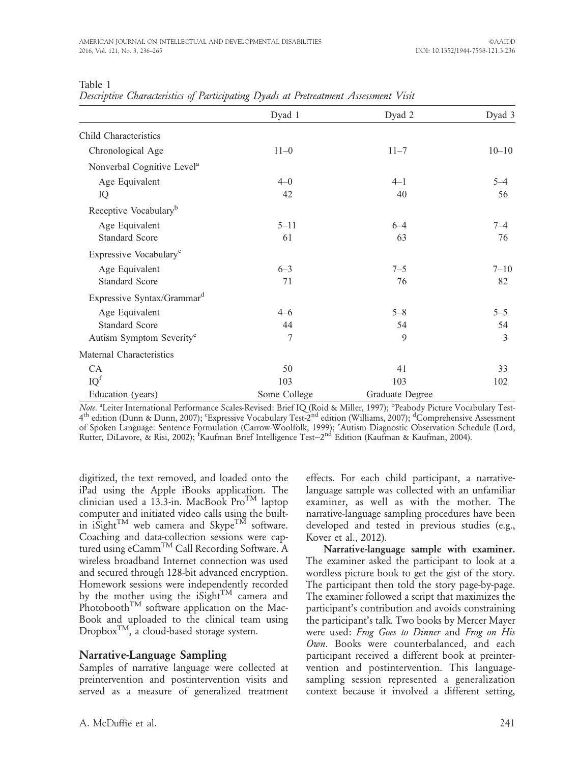Table 1

*Descriptive Characteristics of Participating Dyads at Pretreatment Assessment Visit*

| | Dyad 1 | Dyad 2 | Dyad 3 |
|---|---|---|---|
| Child Characteristics | | | |
| Chronological Age | 11–0 | 11–7 | 10–10 |
| Nonverbal Cognitive Level[a] | | | |
| Age Equivalent | 4–0 | 4–1 | 5–4 |
| IQ | 42 | 40 | 56 |
| Receptive Vocabulary[b] | | | |
| Age Equivalent | 5–11 | 6–4 | 7–4 |
| Standard Score | 61 | 63 | 76 |
| Expressive Vocabulary[c] | | | |
| Age Equivalent | 6–3 | 7–5 | 7–10 |
| Standard Score | 71 | 76 | 82 |
| Expressive Syntax/Grammar[d] | | | |
| Age Equivalent | 4–6 | 5–8 | 5–5 |
| Standard Score | 44 | 54 | 54 |
| Autism Symptom Severity[e] | 7 | 9 | 3 |
| Maternal Characteristics | | | |
| CA | 50 | 41 | 33 |
| IQ[f] | 103 | 103 | 102 |
| Education (years) | Some College | Graduate Degree | |

*Note*. [a]Leiter International Performance Scales-Revised: Brief IQ (Roid & Miller, 1997); [b]Peabody Picture Receptive Vocabulary Test-4th edition (Dunn & Dunn, 2007); [c]Expressive Vocabulary Test-2nd edition (Williams, 2007); [d]Comprehensive Assessment of Spoken Language: Sentence Formulation (Carrow-Woolfolk, 1999); [e]Autism Diagnostic Observation Schedule (Lord, Rutter, DiLavore, & Risi, 2002); [f]Kaufman Brief Intelligence Test–2nd Edition (Kaufman & Kaufman, 2004).

digitized, the text removed, and loaded onto the iPad using the Apple iBooks application. The clinician used a 13.3-in. MacBook Pro™ laptop computer and initiated video calls using the built-in iSight™ web camera and Skype™ software. Coaching and data-collection sessions were captured using eCamm™ Call Recording Software. A wireless broadband Internet connection was used and secured through 128-bit advanced encryption. Homework sessions were independently recorded by the mother using the iSight™ camera and Photobooth™ software application on the MacBook and uploaded to the clinical team using Dropbox™, a cloud-based storage system.

## Narrative-Language Sampling

Samples of narrative language were collected at preintervention and postintervention visits and served as a measure of generalized treatment effects. For each child participant, a narrative-language sample was collected with an unfamiliar examiner, as well as with the mother. The narrative-language sampling procedures have been developed and tested in previous studies (e.g., Kover et al., 2012).

**Narrative-language sample with examiner.** The examiner asked the participant to look at a wordless picture book to get the gist of the story. The participant then told the story page-by-page. The examiner followed a script that maximizes the participant's contribution and avoids constraining the participant's talk. Two books by Mercer Mayer were used: *Frog Goes to Dinner* and *Frog on His Own*. Books were counterbalanced, and each participant received a different book at preintervention and postintervention. This language-sampling session represented a generalization context because it involved a different setting,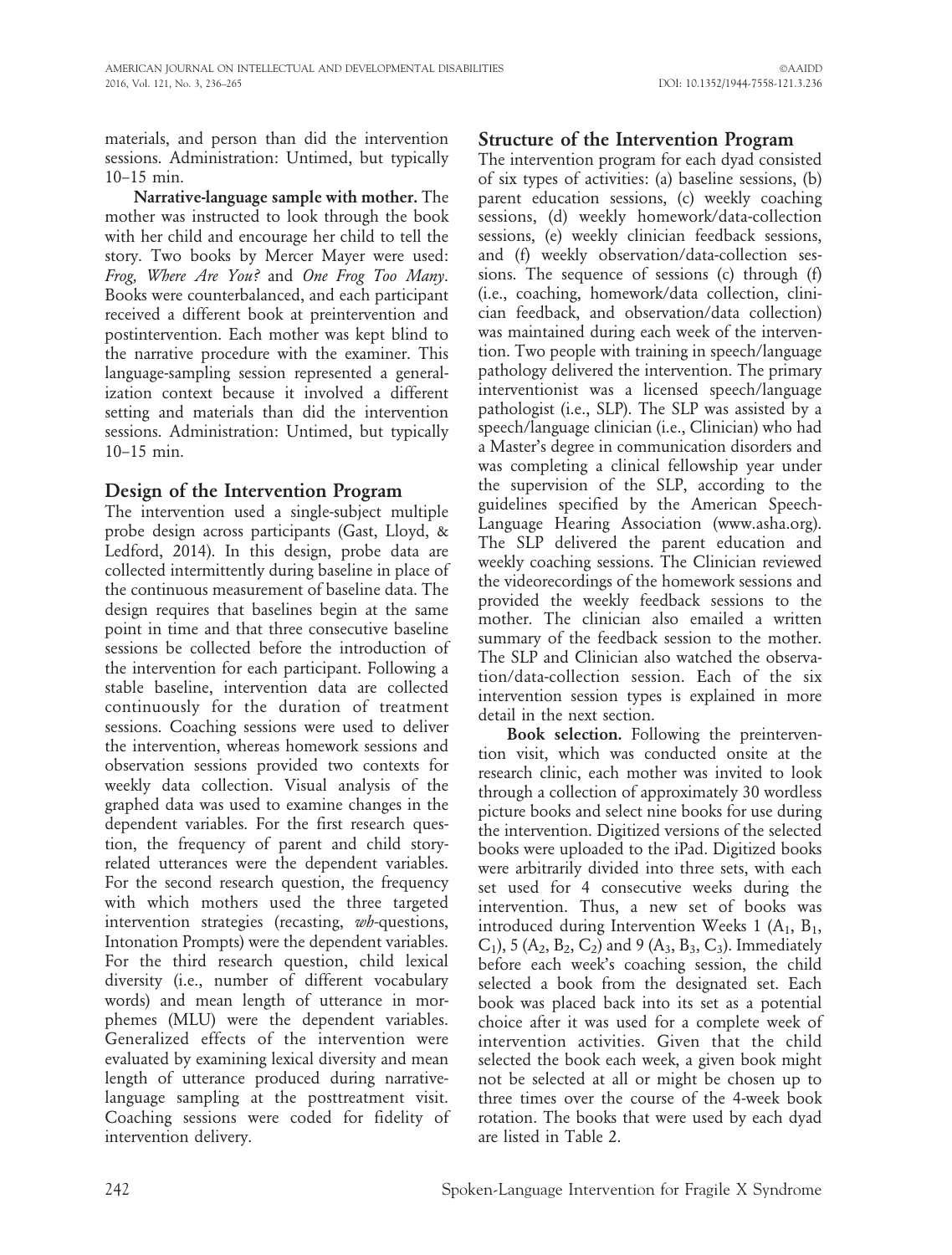materials, and person than did the intervention sessions. Administration: Untimed, but typically 10–15 min.

**Narrative-language sample with mother.** The mother was instructed to look through the book with her child and encourage her child to tell the story. Two books by Mercer Mayer were used: *Frog, Where Are You?* and *One Frog Too Many*. Books were counterbalanced, and each participant received a different book at preintervention and postintervention. Each mother was kept blind to the narrative procedure with the examiner. This language-sampling session represented a generalization context because it involved a different setting and materials than did the intervention sessions. Administration: Untimed, but typically 10–15 min.

## Design of the Intervention Program

The intervention used a single-subject multiple probe design across participants (Gast, Lloyd, & Ledford, 2014). In this design, probe data are collected intermittently during baseline in place of the continuous measurement of baseline data. The design requires that baselines begin at the same point in time and that three consecutive baseline sessions be collected before the introduction of the intervention for each participant. Following a stable baseline, intervention data are collected continuously for the duration of treatment sessions. Coaching sessions were used to deliver the intervention, whereas homework sessions and observation sessions provided two contexts for weekly data collection. Visual analysis of the graphed data was used to examine changes in the dependent variables. For the first research question, the frequency of parent and child story-related utterances were the dependent variables. For the second research question, the frequency with which mothers used the three targeted intervention strategies (recasting, *wh*-questions, Intonation Prompts) were the dependent variables. For the third research question, child lexical diversity (i.e., number of different vocabulary words) and mean length of utterance in morphemes (MLU) were the dependent variables. Generalized effects of the intervention were evaluated by examining lexical diversity and mean length of utterance produced during narrative-language sampling at the posttreatment visit. Coaching sessions were coded for fidelity of intervention delivery.

## Structure of the Intervention Program

The intervention program for each dyad consisted of six types of activities: (a) baseline sessions, (b) parent education sessions, (c) weekly coaching sessions, (d) weekly homework/data-collection sessions, (e) weekly clinician feedback sessions, and (f) weekly observation/data-collection sessions. The sequence of sessions (c) through (f) (i.e., coaching, homework/data collection, clinician feedback, and observation/data collection) was maintained during each week of the intervention. Two people with training in speech/language pathology delivered the intervention. The primary interventionist was a licensed speech/language pathologist (i.e., SLP). The SLP was assisted by a speech/language clinician (i.e., Clinician) who had a Master's degree in communication disorders and was completing a clinical fellowship year under the supervision of the SLP, according to the guidelines specified by the American Speech-Language Hearing Association (www.asha.org). The SLP delivered the parent education and weekly coaching sessions. The Clinician reviewed the videorecordings of the homework sessions and provided the weekly feedback sessions to the mother. The clinician also emailed a written summary of the feedback session to the mother. The SLP and Clinician also watched the observation/data-collection session. Each of the six intervention session types is explained in more detail in the next section.

**Book selection.** Following the preintervention visit, which was conducted onsite at the research clinic, each mother was invited to look through a collection of approximately 30 wordless picture books and select nine books for use during the intervention. Digitized versions of the selected books were uploaded to the iPad. Digitized books were arbitrarily divided into three sets, with each set used for 4 consecutive weeks during the intervention. Thus, a new set of books was introduced during Intervention Weeks 1 ($A_1$, $B_1$, $C_1$), 5 ($A_2$, $B_2$, $C_2$) and 9 ($A_3$, $B_3$, $C_3$). Immediately before each week's coaching session, the child selected a book from the designated set. Each book was placed back into its set as a potential choice after it was used for a complete week of intervention activities. Given that the child selected the book each week, a given book might not be selected at all or might be chosen up to three times over the course of the 4-week book rotation. The books that were used by each dyad are listed in Table 2.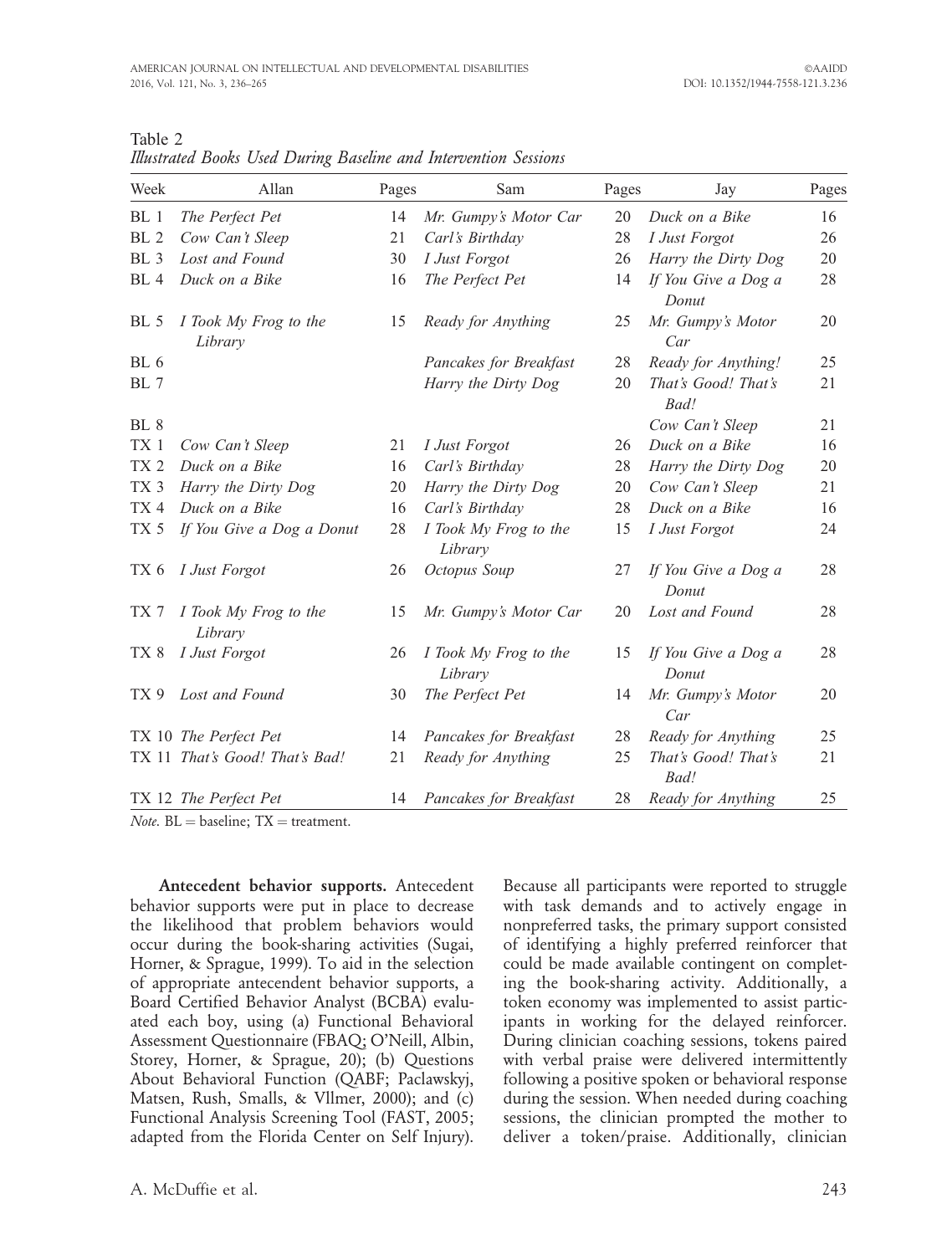Table 2
*Illustrated Books Used During Baseline and Intervention Sessions*

| Week | Allan | Pages | Sam | Pages | Jay | Pages |
|---|---|---|---|---|---|---|
| BL 1 | *The Perfect Pet* | 14 | *Mr. Gumpy's Motor Car* | 20 | *Duck on a Bike* | 16 |
| BL 2 | *Cow Can't Sleep* | 21 | *Carl's Birthday* | 28 | *I Just Forgot* | 26 |
| BL 3 | *Lost and Found* | 30 | *I Just Forgot* | 26 | *Harry the Dirty Dog* | 20 |
| BL 4 | *Duck on a Bike* | 16 | *The Perfect Pet* | 14 | *If You Give a Dog a Donut* | 28 |
| BL 5 | *I Took My Frog to the Library* | 15 | *Ready for Anything* | 25 | *Mr. Gumpy's Motor Car* | 20 |
| BL 6 | | | *Pancakes for Breakfast* | 28 | *Ready for Anything!* | 25 |
| BL 7 | | | *Harry the Dirty Dog* | 20 | *That's Good! That's Bad!* | 21 |
| BL 8 | | | | | *Cow Can't Sleep* | 21 |
| TX 1 | *Cow Can't Sleep* | 21 | *I Just Forgot* | 26 | *Duck on a Bike* | 16 |
| TX 2 | *Duck on a Bike* | 16 | *Carl's Birthday* | 28 | *Harry the Dirty Dog* | 20 |
| TX 3 | *Harry the Dirty Dog* | 20 | *Harry the Dirty Dog* | 20 | *Cow Can't Sleep* | 21 |
| TX 4 | *Duck on a Bike* | 16 | *Carl's Birthday* | 28 | *Duck on a Bike* | 16 |
| TX 5 | *If You Give a Dog a Donut* | 28 | *I Took My Frog to the Library* | 15 | *I Just Forgot* | 24 |
| TX 6 | *I Just Forgot* | 26 | *Octopus Soup* | 27 | *If You Give a Dog a Donut* | 28 |
| TX 7 | *I Took My Frog to the Library* | 15 | *Mr. Gumpy's Motor Car* | 20 | *Lost and Found* | 28 |
| TX 8 | *I Just Forgot* | 26 | *I Took My Frog to the Library* | 15 | *If You Give a Dog a Donut* | 28 |
| TX 9 | *Lost and Found* | 30 | *The Perfect Pet* | 14 | *Mr. Gumpy's Motor Car* | 20 |
| TX 10 | *The Perfect Pet* | 14 | *Pancakes for Breakfast* | 28 | *Ready for Anything* | 25 |
| TX 11 | *That's Good! That's Bad!* | 21 | *Ready for Anything* | 25 | *That's Good! That's Bad!* | 21 |
| TX 12 | *The Perfect Pet* | 14 | *Pancakes for Breakfast* | 28 | *Ready for Anything* | 25 |

*Note.* BL = baseline; TX = treatment.

**Antecedent behavior supports.** Antecedent behavior supports were put in place to decrease the likelihood that problem behaviors would occur during the book-sharing activities (Sugai, Horner, & Sprague, 1999). To aid in the selection of appropriate antecendent behavior supports, a Board Certified Behavior Analyst (BCBA) evaluated each boy, using (a) Functional Behavioral Assessment Questionnaire (FBAQ; O'Neill, Albin, Storey, Horner, & Sprague, 20); (b) Questions About Behavioral Function (QABF; Paclawskyj, Matsen, Rush, Smalls, & Vllmer, 2000); and (c) Functional Analysis Screening Tool (FAST, 2005; adapted from the Florida Center on Self Injury). Because all participants were reported to struggle with task demands and to actively engage in nonpreferred tasks, the primary support consisted of identifying a highly preferred reinforcer that could be made available contingent on completing the book-sharing activity. Additionally, a token economy was implemented to assist participants in working for the delayed reinforcer. During clinician coaching sessions, tokens paired with verbal praise were delivered intermittently following a positive spoken or behavioral response during the session. When needed during coaching sessions, the clinician prompted the mother to deliver a token/praise. Additionally, clinician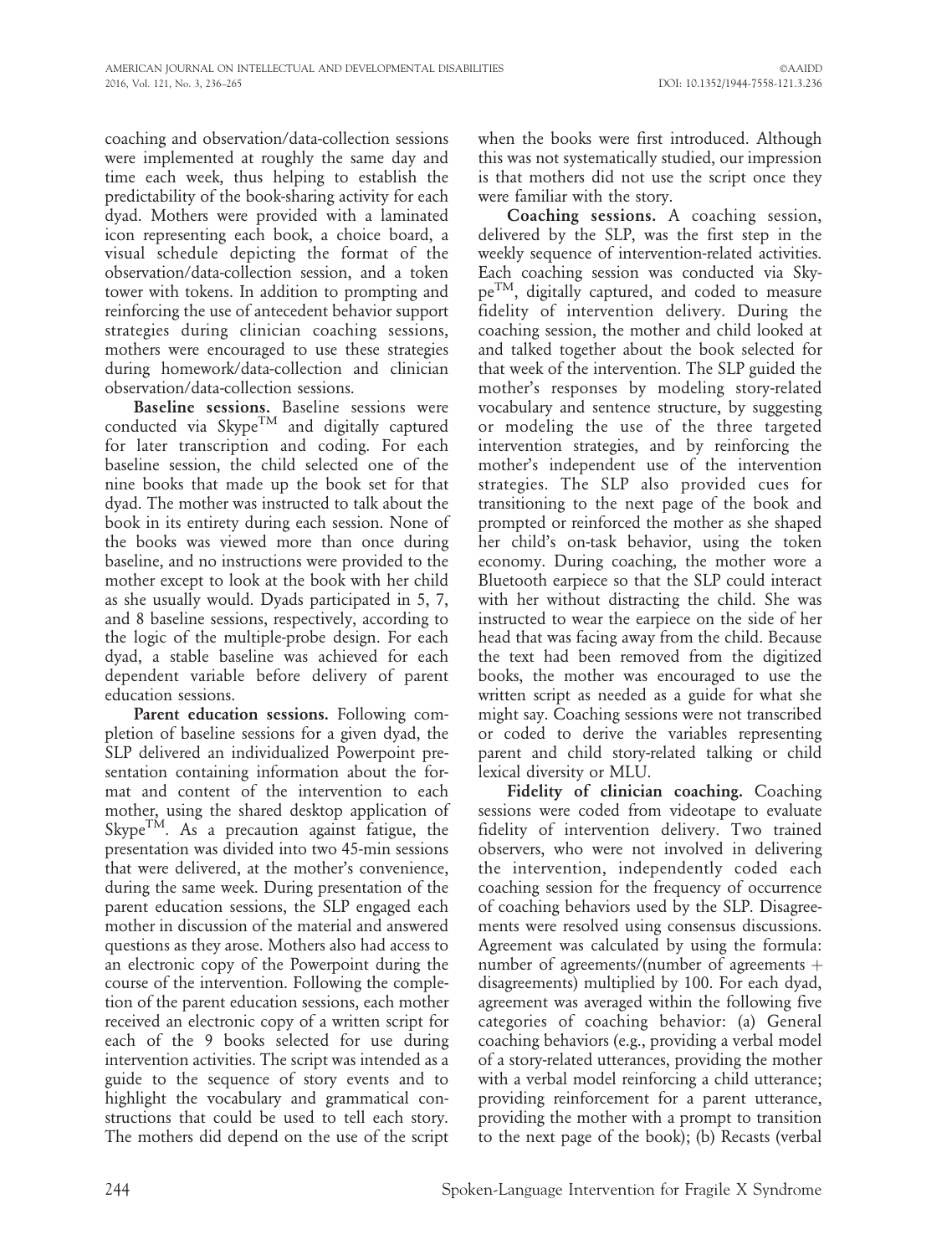coaching and observation/data-collection sessions were implemented at roughly the same day and time each week, thus helping to establish the predictability of the book-sharing activity for each dyad. Mothers were provided with a laminated icon representing each book, a choice board, a visual schedule depicting the format of the observation/data-collection session, and a token tower with tokens. In addition to prompting and reinforcing the use of antecedent behavior support strategies during clinician coaching sessions, mothers were encouraged to use these strategies during homework/data-collection and clinician observation/data-collection sessions.

**Baseline sessions.** Baseline sessions were conducted via Skype™ and digitally captured for later transcription and coding. For each baseline session, the child selected one of the nine books that made up the book set for that dyad. The mother was instructed to talk about the book in its entirety during each session. None of the books was viewed more than once during baseline, and no instructions were provided to the mother except to look at the book with her child as she usually would. Dyads participated in 5, 7, and 8 baseline sessions, respectively, according to the logic of the multiple-probe design. For each dyad, a stable baseline was achieved for each dependent variable before delivery of parent education sessions.

**Parent education sessions.** Following completion of baseline sessions for a given dyad, the SLP delivered an individualized Powerpoint presentation containing information about the format and content of the intervention to each mother, using the shared desktop application of Skype™. As a precaution against fatigue, the presentation was divided into two 45-min sessions that were delivered, at the mother's convenience, during the same week. During presentation of the parent education sessions, the SLP engaged each mother in discussion of the material and answered questions as they arose. Mothers also had access to an electronic copy of the Powerpoint during the course of the intervention. Following the completion of the parent education sessions, each mother received an electronic copy of a written script for each of the 9 books selected for use during intervention activities. The script was intended as a guide to the sequence of story events and to highlight the vocabulary and grammatical constructions that could be used to tell each story. The mothers did depend on the use of the script when the books were first introduced. Although this was not systematically studied, our impression is that mothers did not use the script once they were familiar with the story.

**Coaching sessions.** A coaching session, delivered by the SLP, was the first step in the weekly sequence of intervention-related activities. Each coaching session was conducted via Skype™, digitally captured, and coded to measure fidelity of intervention delivery. During the coaching session, the mother and child looked at and talked together about the book selected for that week of the intervention. The SLP guided the mother's responses by modeling story-related vocabulary and sentence structure, by suggesting or modeling the use of the three targeted intervention strategies, and by reinforcing the mother's independent use of the intervention strategies. The SLP also provided cues for transitioning to the next page of the book and prompted or reinforced the mother as she shaped her child's on-task behavior, using the token economy. During coaching, the mother wore a Bluetooth earpiece so that the SLP could interact with her without distracting the child. She was instructed to wear the earpiece on the side of her head that was facing away from the child. Because the text had been removed from the digitized books, the mother was encouraged to use the written script as needed as a guide for what she might say. Coaching sessions were not transcribed or coded to derive the variables representing parent and child story-related talking or child lexical diversity or MLU.

**Fidelity of clinician coaching.** Coaching sessions were coded from videotape to evaluate fidelity of intervention delivery. Two trained observers, who were not involved in delivering the intervention, independently coded each coaching session for the frequency of occurrence of coaching behaviors used by the SLP. Disagreements were resolved using consensus discussions. Agreement was calculated by using the formula: number of agreements/(number of agreements + disagreements) multiplied by 100. For each dyad, agreement was averaged within the following five categories of coaching behavior: (a) General coaching behaviors (e.g., providing a verbal model of a story-related utterances, providing the mother with a verbal model reinforcing a child utterance; providing reinforcement for a parent utterance, providing the mother with a prompt to transition to the next page of the book); (b) Recasts (verbal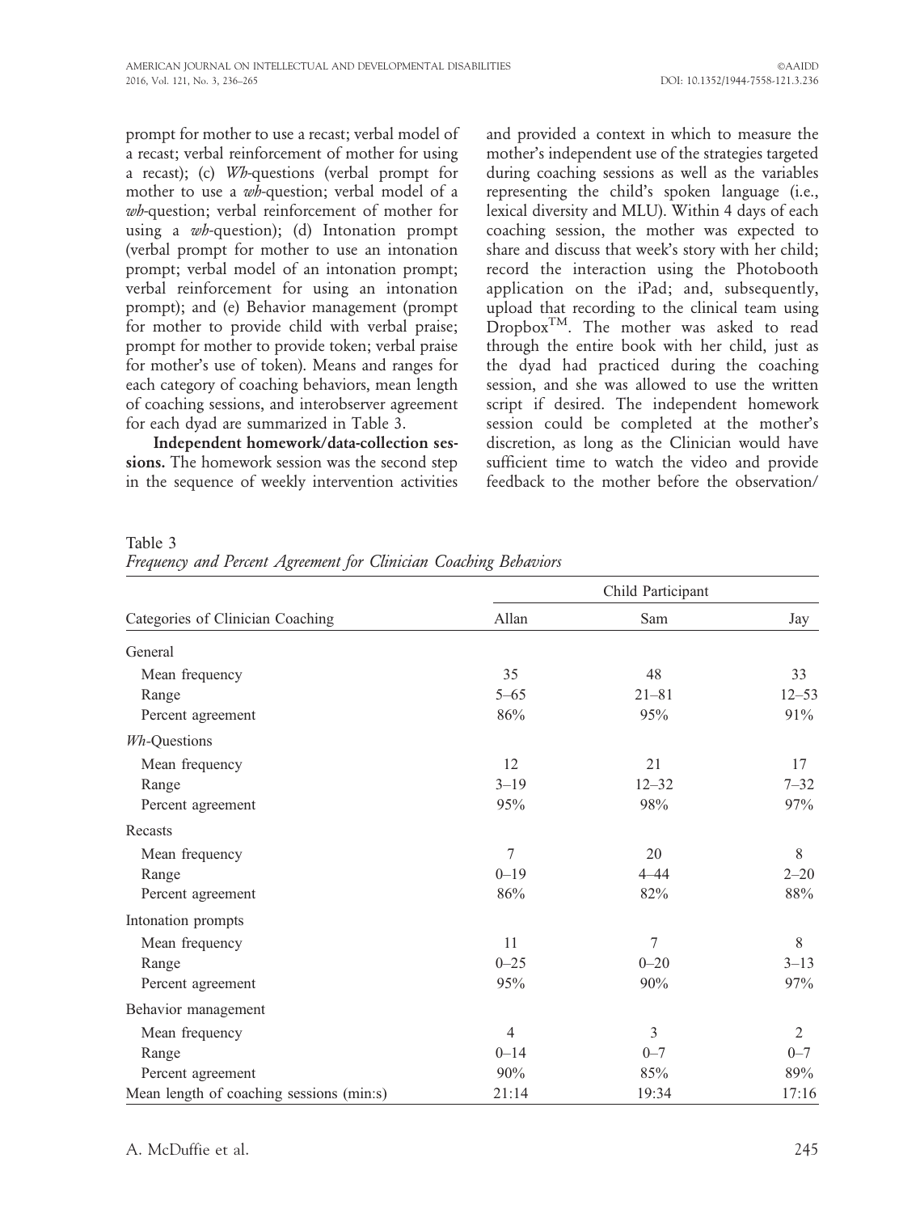prompt for mother to use a recast; verbal model of a recast; verbal reinforcement of mother for using a recast); (c) *Wh*-questions (verbal prompt for mother to use a *wh*-question; verbal model of a *wh*-question; verbal reinforcement of mother for using a *wh*-question); (d) Intonation prompt (verbal prompt for mother to use an intonation prompt; verbal model of an intonation prompt; verbal reinforcement for using an intonation prompt); and (e) Behavior management (prompt for mother to provide child with verbal praise; prompt for mother to provide token; verbal praise for mother's use of token). Means and ranges for each category of coaching behaviors, mean length of coaching sessions, and interobserver agreement for each dyad are summarized in Table 3.

**Independent homework/data-collection sessions.** The homework session was the second step in the sequence of weekly intervention activities and provided a context in which to measure the mother's independent use of the strategies targeted during coaching sessions as well as the variables representing the child's spoken language (i.e., lexical diversity and MLU). Within 4 days of each coaching session, the mother was expected to share and discuss that week's story with her child; record the interaction using the Photobooth application on the iPad; and, subsequently, upload that recording to the clinical team using Dropbox™. The mother was asked to read through the entire book with her child, just as the dyad had practiced during the coaching session, and she was allowed to use the written script if desired. The independent homework session could be completed at the mother's discretion, as long as the Clinician would have sufficient time to watch the video and provide feedback to the mother before the observation/

Table 3
*Frequency and Percent Agreement for Clinician Coaching Behaviors*

| Categories of Clinician Coaching | Child Participant | | |
|---|---|---|---|
| | Allan | Sam | Jay |
| General | | | |
| Mean frequency | 35 | 48 | 33 |
| Range | 5–65 | 21–81 | 12–53 |
| Percent agreement | 86% | 95% | 91% |
| *Wh*-Questions | | | |
| Mean frequency | 12 | 21 | 17 |
| Range | 3–19 | 12–32 | 7–32 |
| Percent agreement | 95% | 98% | 97% |
| Recasts | | | |
| Mean frequency | 7 | 20 | 8 |
| Range | 0–19 | 4–44 | 2–20 |
| Percent agreement | 86% | 82% | 88% |
| Intonation prompts | | | |
| Mean frequency | 11 | 7 | 8 |
| Range | 0–25 | 0–20 | 3–13 |
| Percent agreement | 95% | 90% | 97% |
| Behavior management | | | |
| Mean frequency | 4 | 3 | 2 |
| Range | 0–14 | 0–7 | 0–7 |
| Percent agreement | 90% | 85% | 89% |
| Mean length of coaching sessions (min:s) | 21:14 | 19:34 | 17:16 |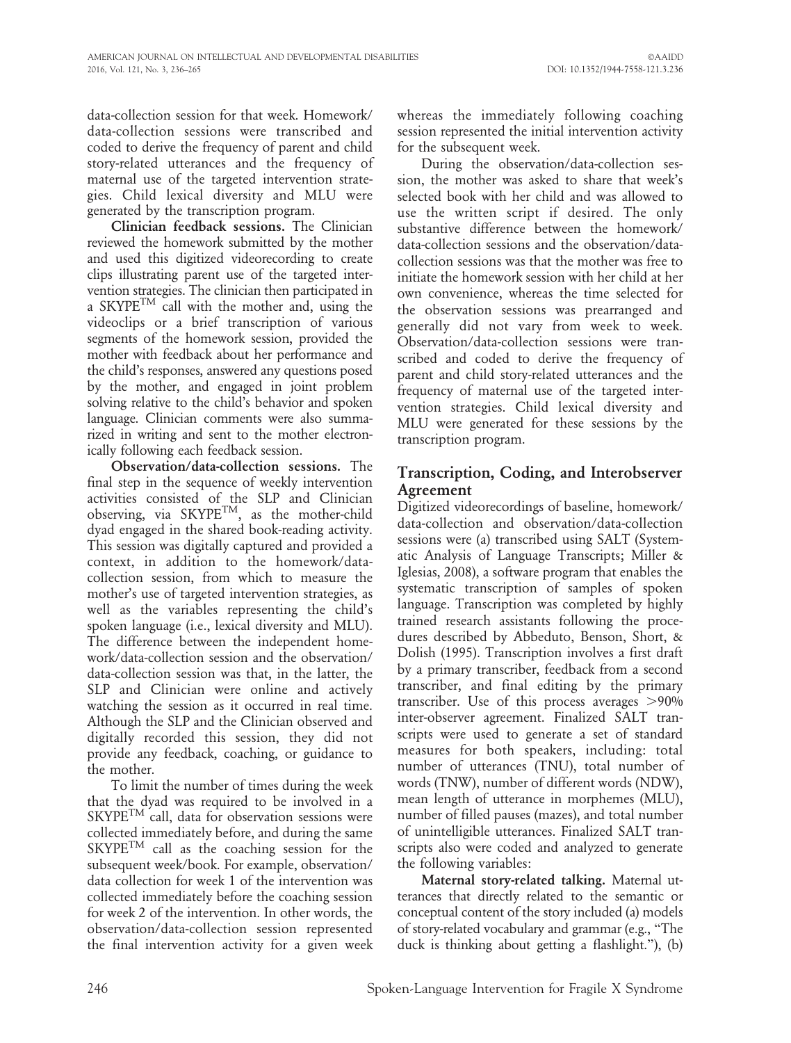data-collection session for that week. Homework/data-collection sessions were transcribed and coded to derive the frequency of parent and child story-related utterances and the frequency of maternal use of the targeted intervention strategies. Child lexical diversity and MLU were generated by the transcription program.

**Clinician feedback sessions.** The Clinician reviewed the homework submitted by the mother and used this digitized videorecording to create clips illustrating parent use of the targeted intervention strategies. The clinician then participated in a SKYPE™ call with the mother and, using the videoclips or a brief transcription of various segments of the homework session, provided the mother with feedback about her performance and the child's responses, answered any questions posed by the mother, and engaged in joint problem solving relative to the child's behavior and spoken language. Clinician comments were also summarized in writing and sent to the mother electronically following each feedback session.

**Observation/data-collection sessions.** The final step in the sequence of weekly intervention activities consisted of the SLP and Clinician observing, via SKYPE™, as the mother-child dyad engaged in the shared book-reading activity. This session was digitally captured and provided a context, in addition to the homework/data-collection session, from which to measure the mother's use of targeted intervention strategies, as well as the variables representing the child's spoken language (i.e., lexical diversity and MLU). The difference between the independent homework/data-collection session and the observation/data-collection session was that, in the latter, the SLP and Clinician were online and actively watching the session as it occurred in real time. Although the SLP and the Clinician observed and digitally recorded this session, they did not provide any feedback, coaching, or guidance to the mother.

To limit the number of times during the week that the dyad was required to be involved in a SKYPE™ call, data for observation sessions were collected immediately before, and during the same SKYPE™ call as the coaching session for the subsequent week/book. For example, observation/data collection for week 1 of the intervention was collected immediately before the coaching session for week 2 of the intervention. In other words, the observation/data-collection session represented the final intervention activity for a given week whereas the immediately following coaching session represented the initial intervention activity for the subsequent week.

During the observation/data-collection session, the mother was asked to share that week's selected book with her child and was allowed to use the written script if desired. The only substantive difference between the homework/data-collection sessions and the observation/data-collection sessions was that the mother was free to initiate the homework session with her child at her own convenience, whereas the time selected for the observation sessions was prearranged and generally did not vary from week to week. Observation/data-collection sessions were transcribed and coded to derive the frequency of parent and child story-related utterances and the frequency of maternal use of the targeted intervention strategies. Child lexical diversity and MLU were generated for these sessions by the transcription program.

## Transcription, Coding, and Interobserver Agreement

Digitized videorecordings of baseline, homework/data-collection and observation/data-collection sessions were (a) transcribed using SALT (Systematic Analysis of Language Transcripts; Miller & Iglesias, 2008), a software program that enables the systematic transcription of samples of spoken language. Transcription was completed by highly trained research assistants following the procedures described by Abbeduto, Benson, Short, & Dolish (1995). Transcription involves a first draft by a primary transcriber, feedback from a second transcriber, and final editing by the primary transcriber. Use of this process averages >90% inter-observer agreement. Finalized SALT transcripts were used to generate a set of standard measures for both speakers, including: total number of utterances (TNU), total number of words (TNW), number of different words (NDW), mean length of utterance in morphemes (MLU), number of filled pauses (mazes), and total number of unintelligible utterances. Finalized SALT transcripts also were coded and analyzed to generate the following variables:

**Maternal story-related talking.** Maternal utterances that directly related to the semantic or conceptual content of the story included (a) models of story-related vocabulary and grammar (e.g., "The duck is thinking about getting a flashlight."), (b)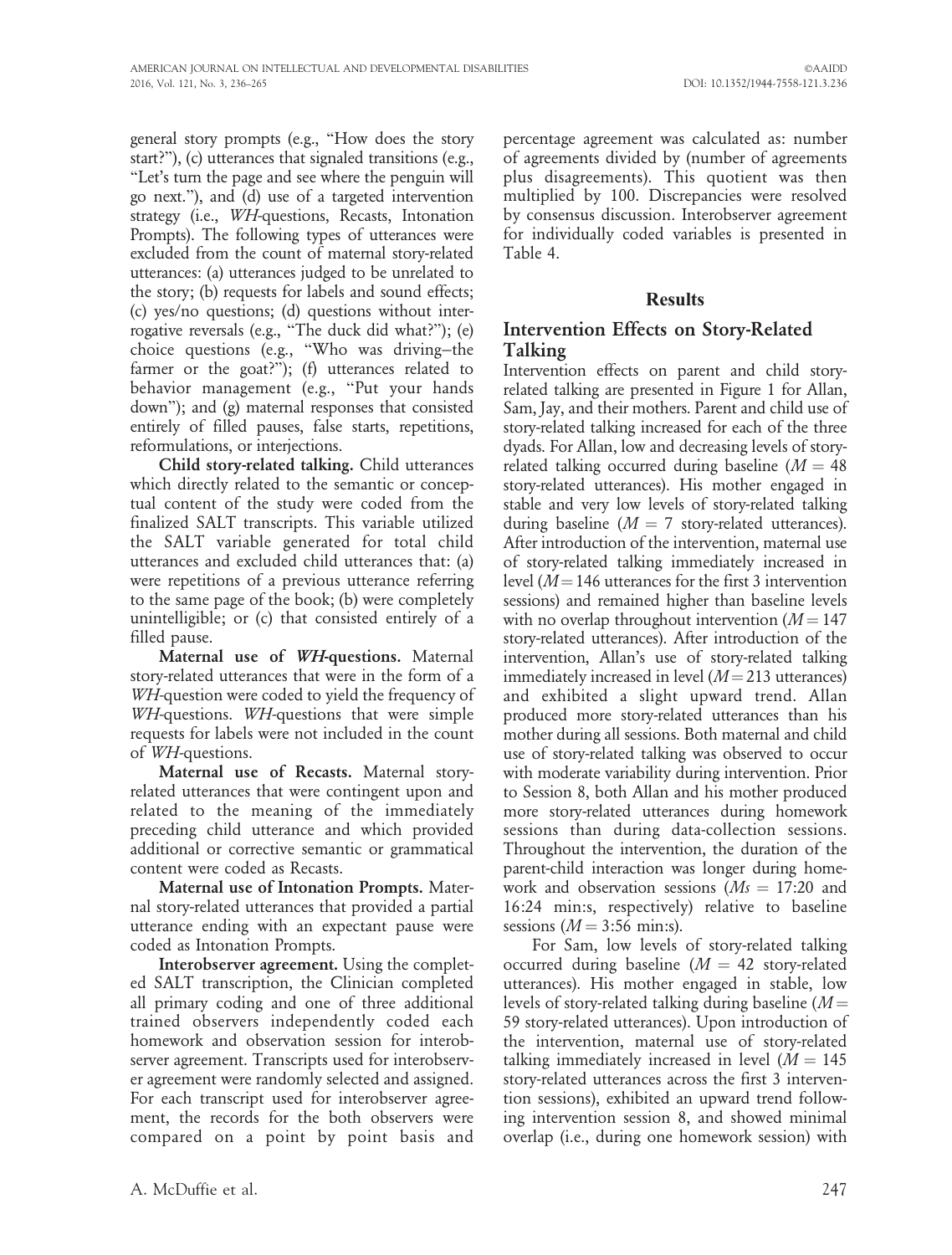general story prompts (e.g., "How does the story start?"), (c) utterances that signaled transitions (e.g., "Let's turn the page and see where the penguin will go next."), and (d) use of a targeted intervention strategy (i.e., *WH*-questions, Recasts, Intonation Prompts). The following types of utterances were excluded from the count of maternal story-related utterances: (a) utterances judged to be unrelated to the story; (b) requests for labels and sound effects; (c) yes/no questions; (d) questions without interrogative reversals (e.g., "The duck did what?"); (e) choice questions (e.g., "Who was driving–the farmer or the goat?"); (f) utterances related to behavior management (e.g., "Put your hands down"); and (g) maternal responses that consisted entirely of filled pauses, false starts, repetitions, reformulations, or interjections.

**Child story-related talking.** Child utterances which directly related to the semantic or conceptual content of the study were coded from the finalized SALT transcripts. This variable utilized the SALT variable generated for total child utterances and excluded child utterances that: (a) were repetitions of a previous utterance referring to the same page of the book; (b) were completely unintelligible; or (c) that consisted entirely of a filled pause.

**Maternal use of *WH*-questions.** Maternal story-related utterances that were in the form of a *WH*-question were coded to yield the frequency of *WH*-questions. *WH*-questions that were simple requests for labels were not included in the count of *WH*-questions.

**Maternal use of Recasts.** Maternal story-related utterances that were contingent upon and related to the meaning of the immediately preceding child utterance and which provided additional or corrective semantic or grammatical content were coded as Recasts.

**Maternal use of Intonation Prompts.** Maternal story-related utterances that provided a partial utterance ending with an expectant pause were coded as Intonation Prompts.

**Interobserver agreement.** Using the completed SALT transcription, the Clinician completed all primary coding and one of three additional trained observers independently coded each homework and observation session for interobserver agreement. Transcripts used for interobserver agreement were randomly selected and assigned. For each transcript used for interobserver agreement, the records for the both observers were compared on a point by point basis and percentage agreement was calculated as: number of agreements divided by (number of agreements plus disagreements). This quotient was then multiplied by 100. Discrepancies were resolved by consensus discussion. Interobserver agreement for individually coded variables is presented in Table 4.

## Results

### Intervention Effects on Story-Related Talking

Intervention effects on parent and child story-related talking are presented in Figure 1 for Allan, Sam, Jay, and their mothers. Parent and child use of story-related talking increased for each of the three dyads. For Allan, low and decreasing levels of story-related talking occurred during baseline ($M$ = 48 story-related utterances). His mother engaged in stable and very low levels of story-related talking during baseline ($M$ = 7 story-related utterances). After introduction of the intervention, maternal use of story-related talking immediately increased in level ($M$ = 146 utterances for the first 3 intervention sessions) and remained higher than baseline levels with no overlap throughout intervention ($M$ = 147 story-related utterances). After introduction of the intervention, Allan's use of story-related talking immediately increased in level ($M$ = 213 utterances) and exhibited a slight upward trend. Allan produced more story-related utterances than his mother during all sessions. Both maternal and child use of story-related talking was observed to occur with moderate variability during intervention. Prior to Session 8, both Allan and his mother produced more story-related utterances during homework sessions than during data-collection sessions. Throughout the intervention, the duration of the parent-child interaction was longer during homework and observation sessions ($Ms$ = 17:20 and 16:24 min:s, respectively) relative to baseline sessions ($M$ = 3:56 min:s).

For Sam, low levels of story-related talking occurred during baseline ($M$ = 42 story-related utterances). His mother engaged in stable, low levels of story-related talking during baseline ($M$ = 59 story-related utterances). Upon introduction of the intervention, maternal use of story-related talking immediately increased in level ($M$ = 145 story-related utterances across the first 3 intervention sessions), exhibited an upward trend following intervention session 8, and showed minimal overlap (i.e., during one homework session) with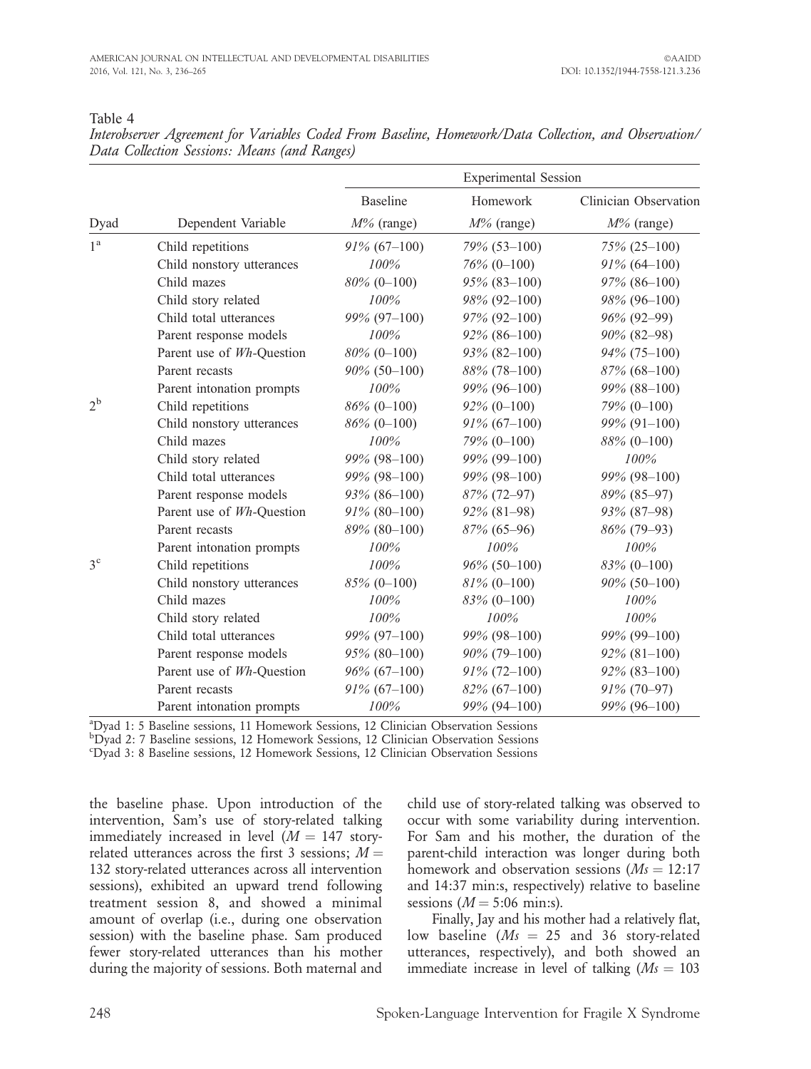Table 4
*Interobserver Agreement for Variables Coded From Baseline, Homework/Data Collection, and Observation/Data Collection Sessions: Means (and Ranges)*

| | | Experimental Session | | |
|---|---|---|---|---|
| | | Baseline | Homework | Clinician Observation |
| Dyad | Dependent Variable | *M%* (range) | *M%* (range) | *M%* (range) |
| 1[a] | Child repetitions | *91%* (67–100) | *79%* (53–100) | *75%* (25–100) |
| | Child nonstory utterances | *100%* | *76%* (0–100) | *91%* (64–100) |
| | Child mazes | *80%* (0–100) | *95%* (83–100) | *97%* (86–100) |
| | Child story related | *100%* | *98%* (92–100) | *98%* (96–100) |
| | Child total utterances | *99%* (97–100) | *97%* (92–100) | *96%* (92–99) |
| | Parent response models | *100%* | *92%* (86–100) | *90%* (82–98) |
| | Parent use of *Wh*-Question | *80%* (0–100) | *93%* (82–100) | *94%* (75–100) |
| | Parent recasts | *90%* (50–100) | *88%* (78–100) | *87%* (68–100) |
| | Parent intonation prompts | *100%* | *99%* (96–100) | *99%* (88–100) |
| 2[b] | Child repetitions | *86%* (0–100) | *92%* (0–100) | *79%* (0–100) |
| | Child nonstory utterances | *86%* (0–100) | *91%* (67–100) | *99%* (91–100) |
| | Child mazes | *100%* | *79%* (0–100) | *88%* (0–100) |
| | Child story related | *99%* (98–100) | *99%* (99–100) | *100%* |
| | Child total utterances | *99%* (98–100) | *99%* (98–100) | *99%* (98–100) |
| | Parent response models | *93%* (86–100) | *87%* (72–97) | *89%* (85–97) |
| | Parent use of *Wh*-Question | *91%* (80–100) | *92%* (81–98) | *93%* (87–98) |
| | Parent recasts | *89%* (80–100) | *87%* (65–96) | *86%* (79–93) |
| | Parent intonation prompts | *100%* | *100%* | *100%* |
| 3[c] | Child repetitions | *100%* | *96%* (50–100) | *83%* (0–100) |
| | Child nonstory utterances | *85%* (0–100) | *81%* (0–100) | *90%* (50–100) |
| | Child mazes | *100%* | *83%* (0–100) | *100%* |
| | Child story related | *100%* | *100%* | *100%* |
| | Child total utterances | *99%* (97–100) | *99%* (98–100) | *99%* (99–100) |
| | Parent response models | *95%* (80–100) | *90%* (79–100) | *92%* (81–100) |
| | Parent use of *Wh*-Question | *96%* (67–100) | *91%* (72–100) | *92%* (83–100) |
| | Parent recasts | *91%* (67–100) | *82%* (67–100) | *91%* (70–97) |
| | Parent intonation prompts | *100%* | *99%* (94–100) | *99%* (96–100) |

[a]Dyad 1: 5 Baseline sessions, 11 Homework Sessions, 12 Clinician Observation Sessions
[b]Dyad 2: 7 Baseline sessions, 12 Homework Sessions, 12 Clinician Observation Sessions
[c]Dyad 3: 8 Baseline sessions, 12 Homework Sessions, 12 Clinician Observation Sessions

the baseline phase. Upon introduction of the intervention, Sam's use of story-related talking immediately increased in level ($M$ = 147 story-related utterances across the first 3 sessions; $M$ = 132 story-related utterances across all intervention sessions), exhibited an upward trend following treatment session 8, and showed a minimal amount of overlap (i.e., during one observation session) with the baseline phase. Sam produced fewer story-related utterances than his mother during the majority of sessions. Both maternal and child use of story-related talking was observed to occur with some variability during intervention. For Sam and his mother, the duration of the parent-child interaction was longer during both homework and observation sessions ($Ms$ = 12:17 and 14:37 min:s, respectively) relative to baseline sessions ($M$ = 5:06 min:s).

Finally, Jay and his mother had a relatively flat, low baseline ($Ms$ = 25 and 36 story-related utterances, respectively), and both showed an immediate increase in level of talking ($Ms$ = 103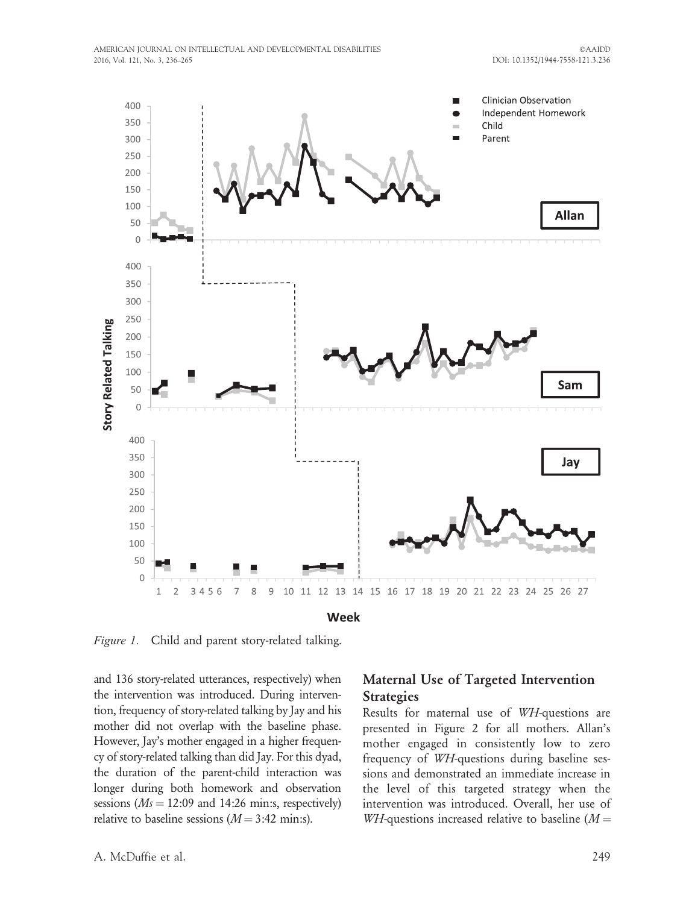Figure 1. Child and parent story-related talking.

and 136 story-related utterances, respectively) when the intervention was introduced. During intervention, frequency of story-related talking by Jay and his mother did not overlap with the baseline phase. However, Jay's mother engaged in a higher frequency of story-related talking than did Jay. For this dyad, the duration of the parent-child interaction was longer during both homework and observation sessions ($Ms$ = 12:09 and 14:26 min:s, respectively) relative to baseline sessions ($M$ = 3:42 min:s).

## Maternal Use of Targeted Intervention Strategies

Results for maternal use of *WH*-questions are presented in Figure 2 for all mothers. Allan's mother engaged in consistently low to zero frequency of *WH*-questions during baseline sessions and demonstrated an immediate increase in the level of this targeted strategy when the intervention was introduced. Overall, her use of *WH*-questions increased relative to baseline ($M$ =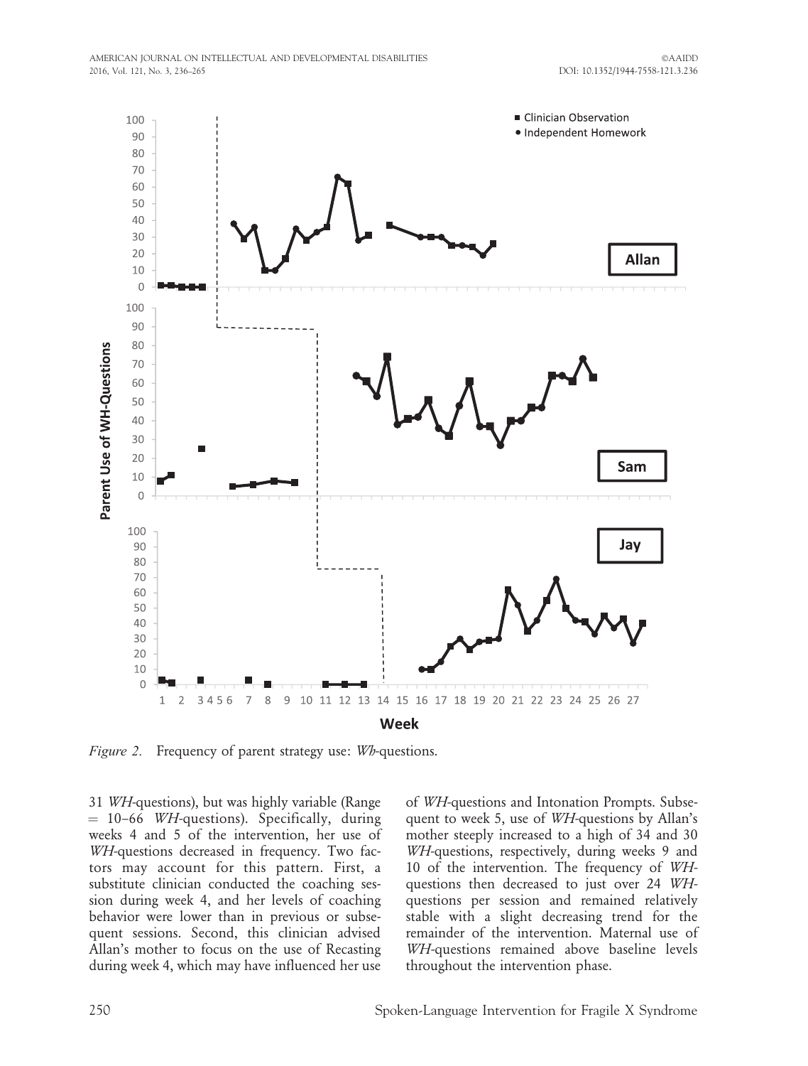*Figure 2.* Frequency of parent strategy use: *Wh*-questions.

31 *WH*-questions), but was highly variable (Range = 10–66 *WH*-questions). Specifically, during weeks 4 and 5 of the intervention, her use of *WH*-questions decreased in frequency. Two factors may account for this pattern. First, a substitute clinician conducted the coaching session during week 4, and her levels of coaching behavior were lower than in previous or subsequent sessions. Second, this clinician advised Allan's mother to focus on the use of Recasting during week 4, which may have influenced her use of *WH*-questions and Intonation Prompts. Subsequent to week 5, use of *WH*-questions by Allan's mother steeply increased to a high of 34 and 30 *WH*-questions, respectively, during weeks 9 and 10 of the intervention. The frequency of *WH*-questions then decreased to just over 24 *WH*-questions per session and remained relatively stable with a slight decreasing trend for the remainder of the intervention. Maternal use of *WH*-questions remained above baseline levels throughout the intervention phase.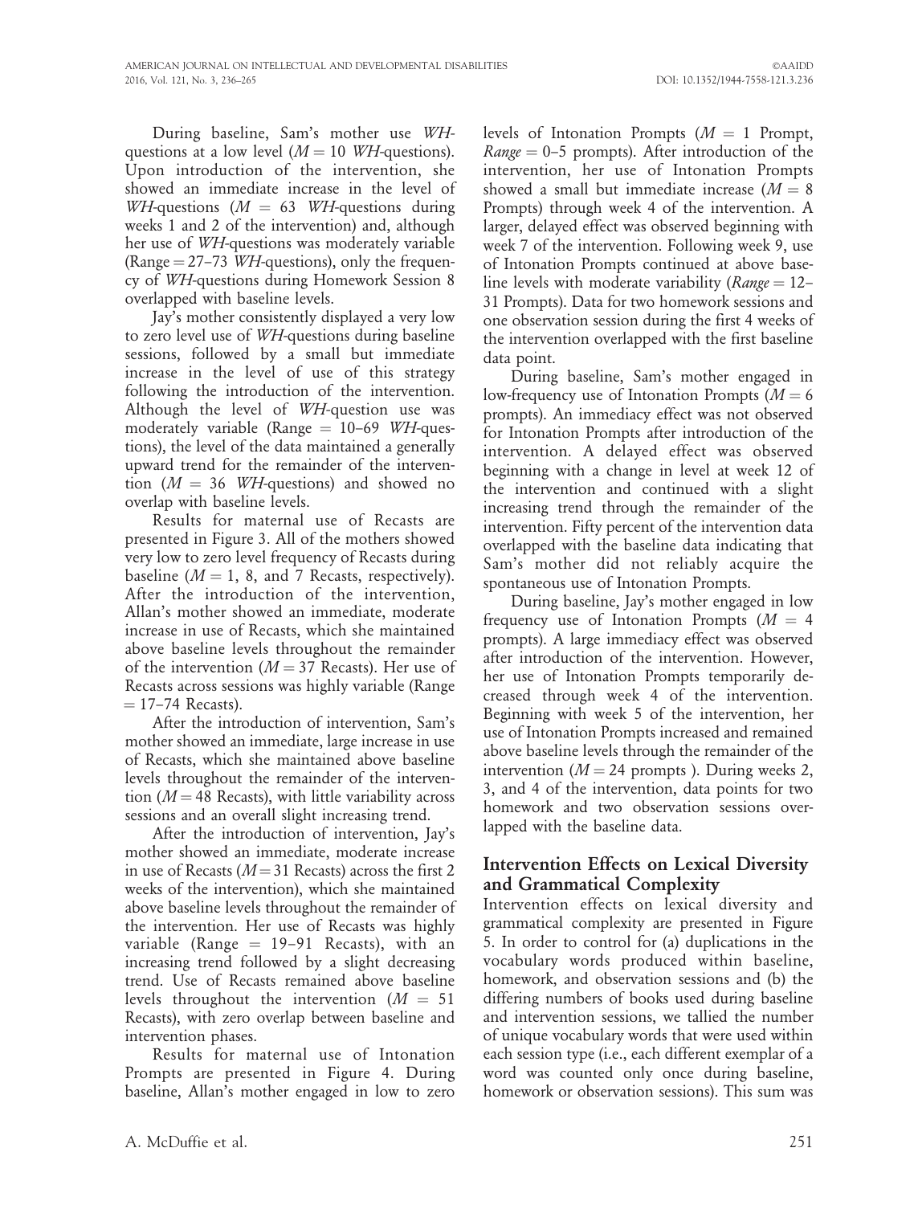During baseline, Sam's mother use *WH*-questions at a low level ($M = 10$ *WH*-questions). Upon introduction of the intervention, she showed an immediate increase in the level of *WH*-questions ($M = 63$ *WH*-questions during weeks 1 and 2 of the intervention) and, although her use of *WH*-questions was moderately variable (Range = 27–73 *WH*-questions), only the frequency of *WH*-questions during Homework Session 8 overlapped with baseline levels.

Jay's mother consistently displayed a very low to zero level use of *WH*-questions during baseline sessions, followed by a small but immediate increase in the level of use of this strategy following the introduction of the intervention. Although the level of *WH*-question use was moderately variable (Range = 10–69 *WH*-questions), the level of the data maintained a generally upward trend for the remainder of the intervention ($M = 36$ *WH*-questions) and showed no overlap with baseline levels.

Results for maternal use of Recasts are presented in Figure 3. All of the mothers showed very low to zero level frequency of Recasts during baseline ($M = 1$, 8, and 7 Recasts, respectively). After the introduction of the intervention, Allan's mother showed an immediate, moderate increase in use of Recasts, which she maintained above baseline levels throughout the remainder of the intervention ($M = 37$ Recasts). Her use of Recasts across sessions was highly variable (Range = 17–74 Recasts).

After the introduction of intervention, Sam's mother showed an immediate, large increase in use of Recasts, which she maintained above baseline levels throughout the remainder of the intervention ($M = 48$ Recasts), with little variability across sessions and an overall slight increasing trend.

After the introduction of intervention, Jay's mother showed an immediate, moderate increase in use of Recasts ($M = 31$ Recasts) across the first 2 weeks of the intervention), which she maintained above baseline levels throughout the remainder of the intervention. Her use of Recasts was highly variable (Range = 19–91 Recasts), with an increasing trend followed by a slight decreasing trend. Use of Recasts remained above baseline levels throughout the intervention ($M = 51$ Recasts), with zero overlap between baseline and intervention phases.

Results for maternal use of Intonation Prompts are presented in Figure 4. During baseline, Allan's mother engaged in low to zero levels of Intonation Prompts ($M = 1$ Prompt, *Range* = 0–5 prompts). After introduction of the intervention, her use of Intonation Prompts showed a small but immediate increase ($M = 8$ Prompts) through week 4 of the intervention. A larger, delayed effect was observed beginning with week 7 of the intervention. Following week 9, use of Intonation Prompts continued at above baseline levels with moderate variability (*Range* = 12–31 Prompts). Data for two homework sessions and one observation session during the first 4 weeks of the intervention overlapped with the first baseline data point.

During baseline, Sam's mother engaged in low-frequency use of Intonation Prompts ($M = 6$ prompts). An immediacy effect was not observed for Intonation Prompts after introduction of the intervention. A delayed effect was observed beginning with a change in level at week 12 of the intervention and continued with a slight increasing trend through the remainder of the intervention. Fifty percent of the intervention data overlapped with the baseline data indicating that Sam's mother did not reliably acquire the spontaneous use of Intonation Prompts.

During baseline, Jay's mother engaged in low frequency use of Intonation Prompts ($M = 4$ prompts). A large immediacy effect was observed after introduction of the intervention. However, her use of Intonation Prompts temporarily decreased through week 4 of the intervention. Beginning with week 5 of the intervention, her use of Intonation Prompts increased and remained above baseline levels through the remainder of the intervention ($M = 24$ prompts ). During weeks 2, 3, and 4 of the intervention, data points for two homework and two observation sessions overlapped with the baseline data.

## Intervention Effects on Lexical Diversity and Grammatical Complexity

Intervention effects on lexical diversity and grammatical complexity are presented in Figure 5. In order to control for (a) duplications in the vocabulary words produced within baseline, homework, and observation sessions and (b) the differing numbers of books used during baseline and intervention sessions, we tallied the number of unique vocabulary words that were used within each session type (i.e., each different exemplar of a word was counted only once during baseline, homework or observation sessions). This sum was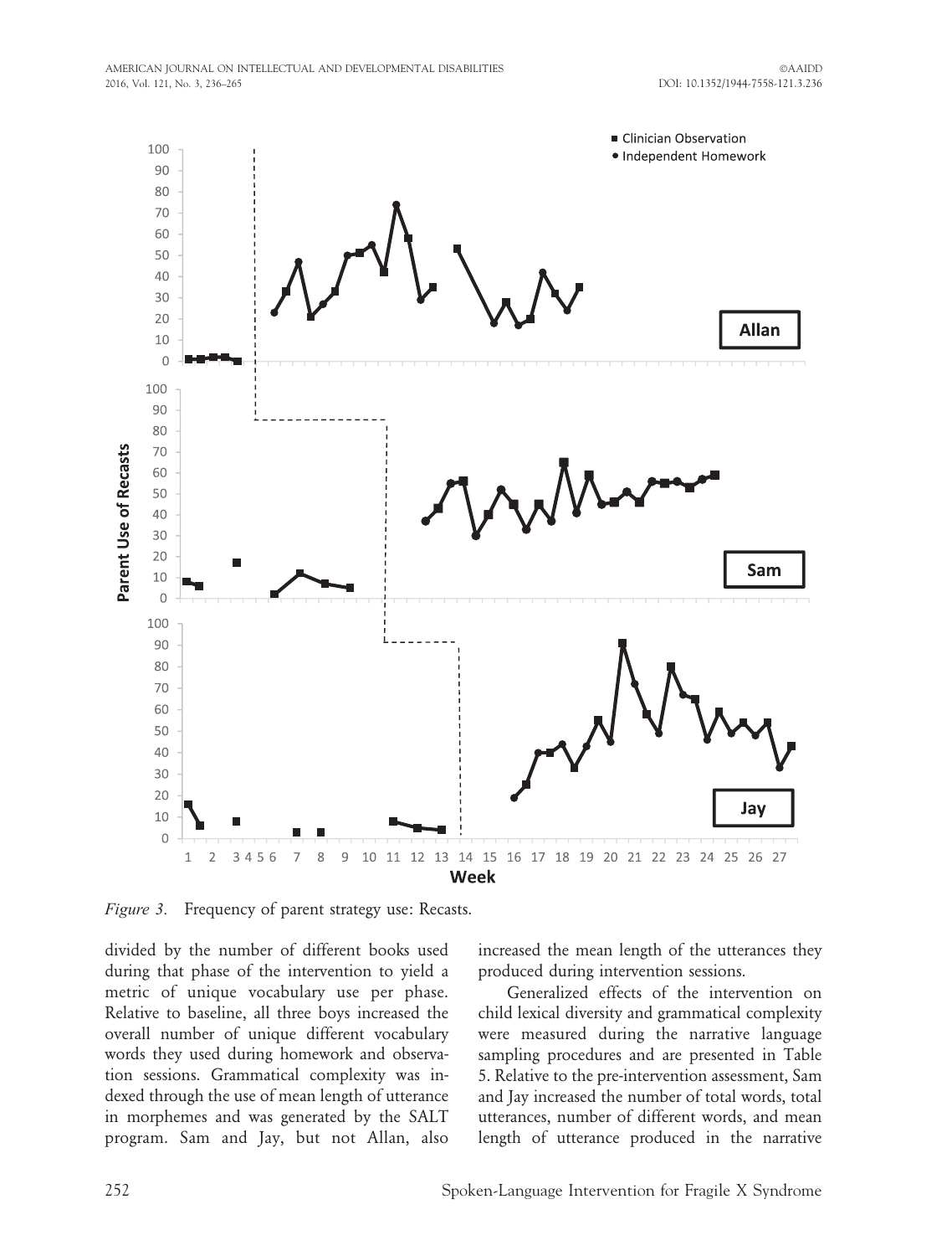*Figure 3.* Frequency of parent strategy use: Recasts.

divided by the number of different books used during that phase of the intervention to yield a metric of unique vocabulary use per phase. Relative to baseline, all three boys increased the overall number of unique different vocabulary words they used during homework and observation sessions. Grammatical complexity was indexed through the use of mean length of utterance in morphemes and was generated by the SALT program. Sam and Jay, but not Allan, also increased the mean length of the utterances they produced during intervention sessions.

Generalized effects of the intervention on child lexical diversity and grammatical complexity were measured during the narrative language sampling procedures and are presented in Table 5. Relative to the pre-intervention assessment, Sam and Jay increased the number of total words, total utterances, number of different words, and mean length of utterance produced in the narrative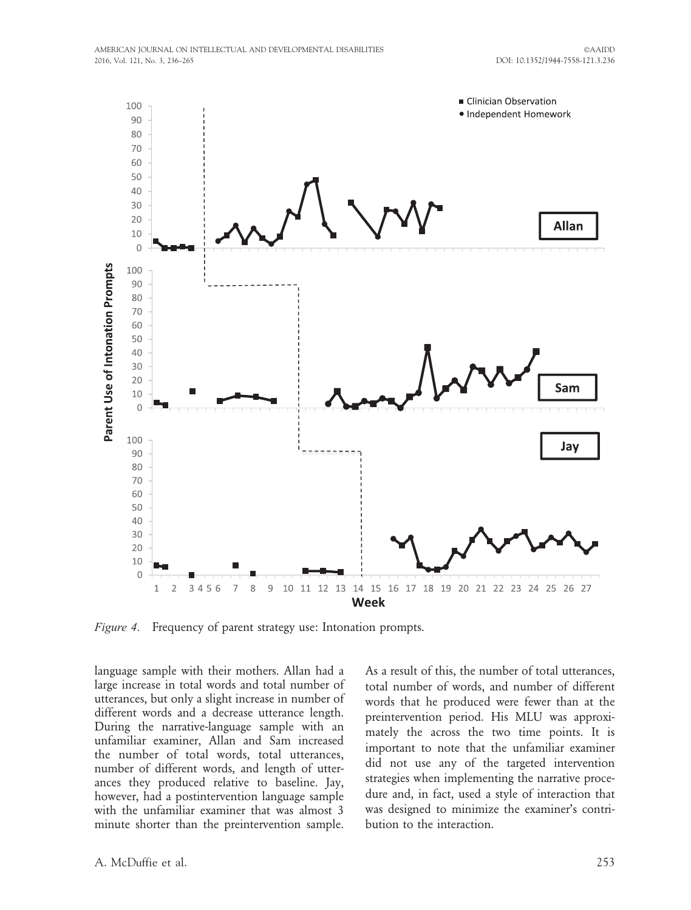*Figure 4.* Frequency of parent strategy use: Intonation prompts.

language sample with their mothers. Allan had a large increase in total words and total number of utterances, but only a slight increase in number of different words and a decrease utterance length. During the narrative-language sample with an unfamiliar examiner, Allan and Sam increased the number of total words, total utterances, number of different words, and length of utterances they produced relative to baseline. Jay, however, had a postintervention language sample with the unfamiliar examiner that was almost 3 minute shorter than the preintervention sample. As a result of this, the number of total utterances, total number of words, and number of different words that he produced were fewer than at the preintervention period. His MLU was approximately the across the two time points. It is important to note that the unfamiliar examiner did not use any of the targeted intervention strategies when implementing the narrative procedure and, in fact, used a style of interaction that was designed to minimize the examiner's contribution to the interaction.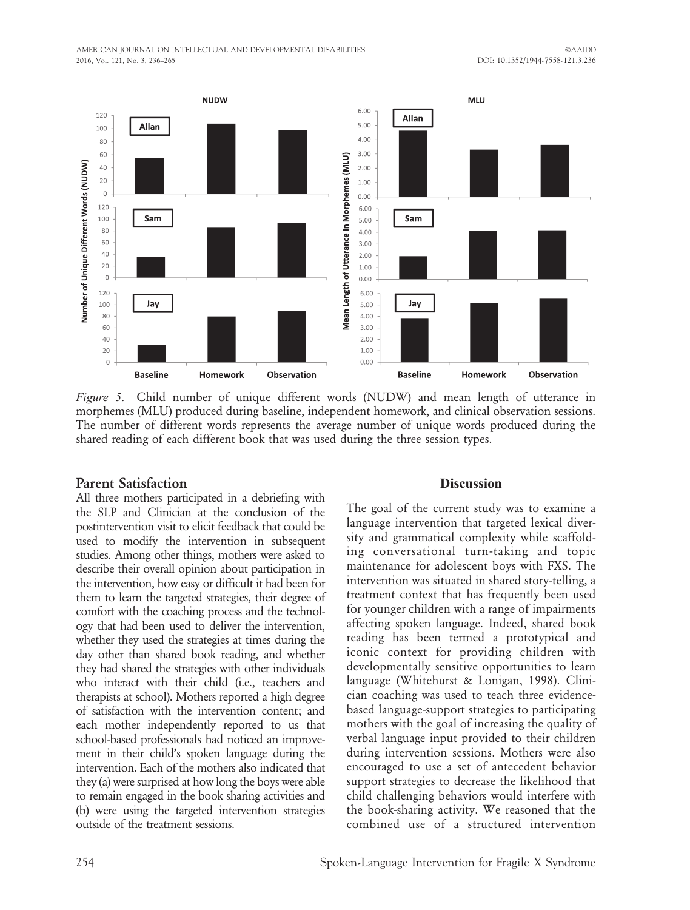*Figure 5.* Child number of unique different words (NUDW) and mean length of utterance in morphemes (MLU) produced during baseline, independent homework, and clinical observation sessions. The number of different words represents the average number of unique words produced during the shared reading of each different book that was used during the three session types.

## Parent Satisfaction

All three mothers participated in a debriefing with the SLP and Clinician at the conclusion of the postintervention visit to elicit feedback that could be used to modify the intervention in subsequent studies. Among other things, mothers were asked to describe their overall opinion about participation in the intervention, how easy or difficult it had been for them to learn the targeted strategies, their degree of comfort with the coaching process and the technology that had been used to deliver the intervention, whether they used the strategies at times during the day other than shared book reading, and whether they had shared the strategies with other individuals who interact with their child (i.e., teachers and therapists at school). Mothers reported a high degree of satisfaction with the intervention content; and each mother independently reported to us that school-based professionals had noticed an improvement in their child's spoken language during the intervention. Each of the mothers also indicated that they (a) were surprised at how long the boys were able to remain engaged in the book sharing activities and (b) were using the targeted intervention strategies outside of the treatment sessions.

## Discussion

The goal of the current study was to examine a language intervention that targeted lexical diversity and grammatical complexity while scaffolding conversational turn-taking and topic maintenance for adolescent boys with FXS. The intervention was situated in shared story-telling, a treatment context that has frequently been used for younger children with a range of impairments affecting spoken language. Indeed, shared book reading has been termed a prototypical and iconic context for providing children with developmentally sensitive opportunities to learn language (Whitehurst & Lonigan, 1998). Clinician coaching was used to teach three evidence-based language-support strategies to participating mothers with the goal of increasing the quality of verbal language input provided to their children during intervention sessions. Mothers were also encouraged to use a set of antecedent behavior support strategies to decrease the likelihood that child challenging behaviors would interfere with the book-sharing activity. We reasoned that the combined use of a structured intervention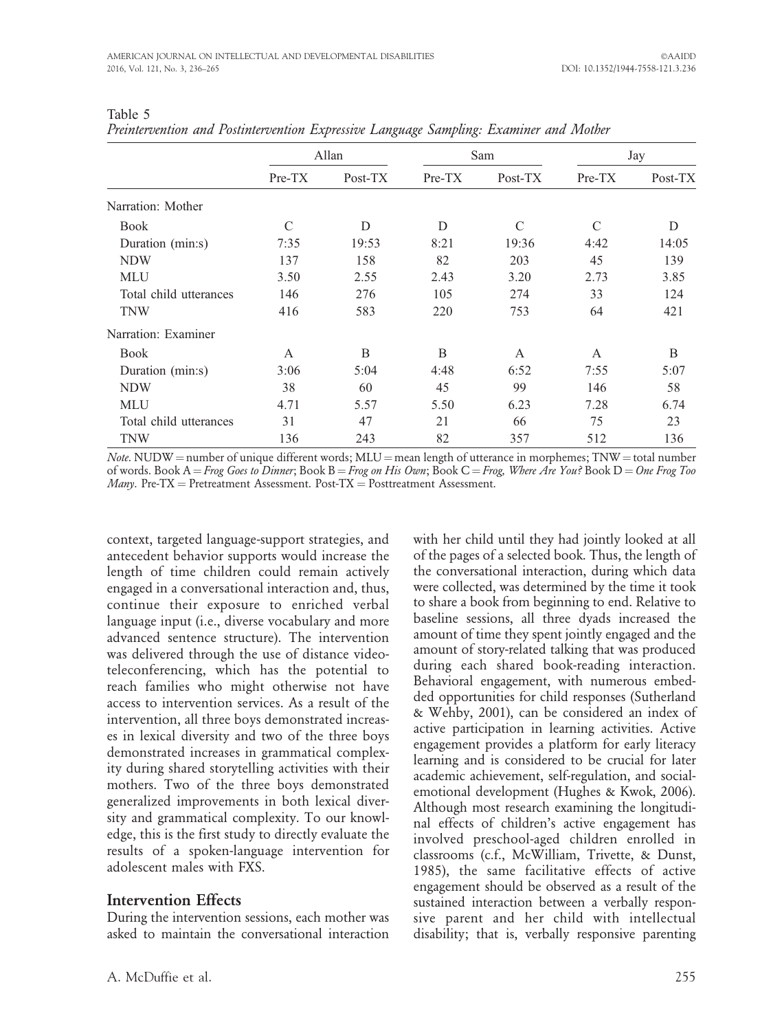Table 5
*Preintervention and Postintervention Expressive Language Sampling: Examiner and Mother*

| | Allan | | Sam | | Jay | |
|---|---|---|---|---|---|---|
| | Pre-TX | Post-TX | Pre-TX | Post-TX | Pre-TX | Post-TX |
| Narration: Mother | | | | | | |
| Book | C | D | D | C | C | D |
| Duration (min:s) | 7:35 | 19:53 | 8:21 | 19:36 | 4:42 | 14:05 |
| NDW | 137 | 158 | 82 | 203 | 45 | 139 |
| MLU | 3.50 | 2.55 | 2.43 | 3.20 | 2.73 | 3.85 |
| Total child utterances | 146 | 276 | 105 | 274 | 33 | 124 |
| TNW | 416 | 583 | 220 | 753 | 64 | 421 |
| Narration: Examiner | | | | | | |
| Book | A | B | B | A | A | B |
| Duration (min:s) | 3:06 | 5:04 | 4:48 | 6:52 | 7:55 | 5:07 |
| NDW | 38 | 60 | 45 | 99 | 146 | 58 |
| MLU | 4.71 | 5.57 | 5.50 | 6.23 | 7.28 | 6.74 |
| Total child utterances | 31 | 47 | 21 | 66 | 75 | 23 |
| TNW | 136 | 243 | 82 | 357 | 512 | 136 |

*Note*. NUDW = number of unique different words; MLU = mean length of utterance in morphemes; TNW = total number of words. Book A = *Frog Goes to Dinner*; Book B = *Frog on His Own*; Book C = *Frog, Where Are You?* Book D = *One Frog Too Many*. Pre-TX = Pretreatment Assessment. Post-TX = Posttreatment Assessment.

context, targeted language-support strategies, and antecedent behavior supports would increase the length of time children could remain actively engaged in a conversational interaction and, thus, continue their exposure to enriched verbal language input (i.e., diverse vocabulary and more advanced sentence structure). The intervention was delivered through the use of distance video-teleconferencing, which has the potential to reach families who might otherwise not have access to intervention services. As a result of the intervention, all three boys demonstrated increases in lexical diversity and two of the three boys demonstrated increases in grammatical complexity during shared storytelling activities with their mothers. Two of the three boys demonstrated generalized improvements in both lexical diversity and grammatical complexity. To our knowledge, this is the first study to directly evaluate the results of a spoken-language intervention for adolescent males with FXS.

## Intervention Effects

During the intervention sessions, each mother was asked to maintain the conversational interaction with her child until they had jointly looked at all of the pages of a selected book. Thus, the length of the conversational interaction, during which data were collected, was determined by the time it took to share a book from beginning to end. Relative to baseline sessions, all three dyads increased the amount of time they spent jointly engaged and the amount of story-related talking that was produced during each shared book-reading interaction. Behavioral engagement, with numerous embedded opportunities for child responses (Sutherland & Wehby, 2001), can be considered an index of active participation in learning activities. Active engagement provides a platform for early literacy learning and is considered to be crucial for later academic achievement, self-regulation, and social-emotional development (Hughes & Kwok, 2006). Although most research examining the longitudinal effects of children's active engagement has involved preschool-aged children enrolled in classrooms (c.f., McWilliam, Trivette, & Dunst, 1985), the same facilitative effects of active engagement should be observed as a result of the sustained interaction between a verbally responsive parent and her child with intellectual disability; that is, verbally responsive parenting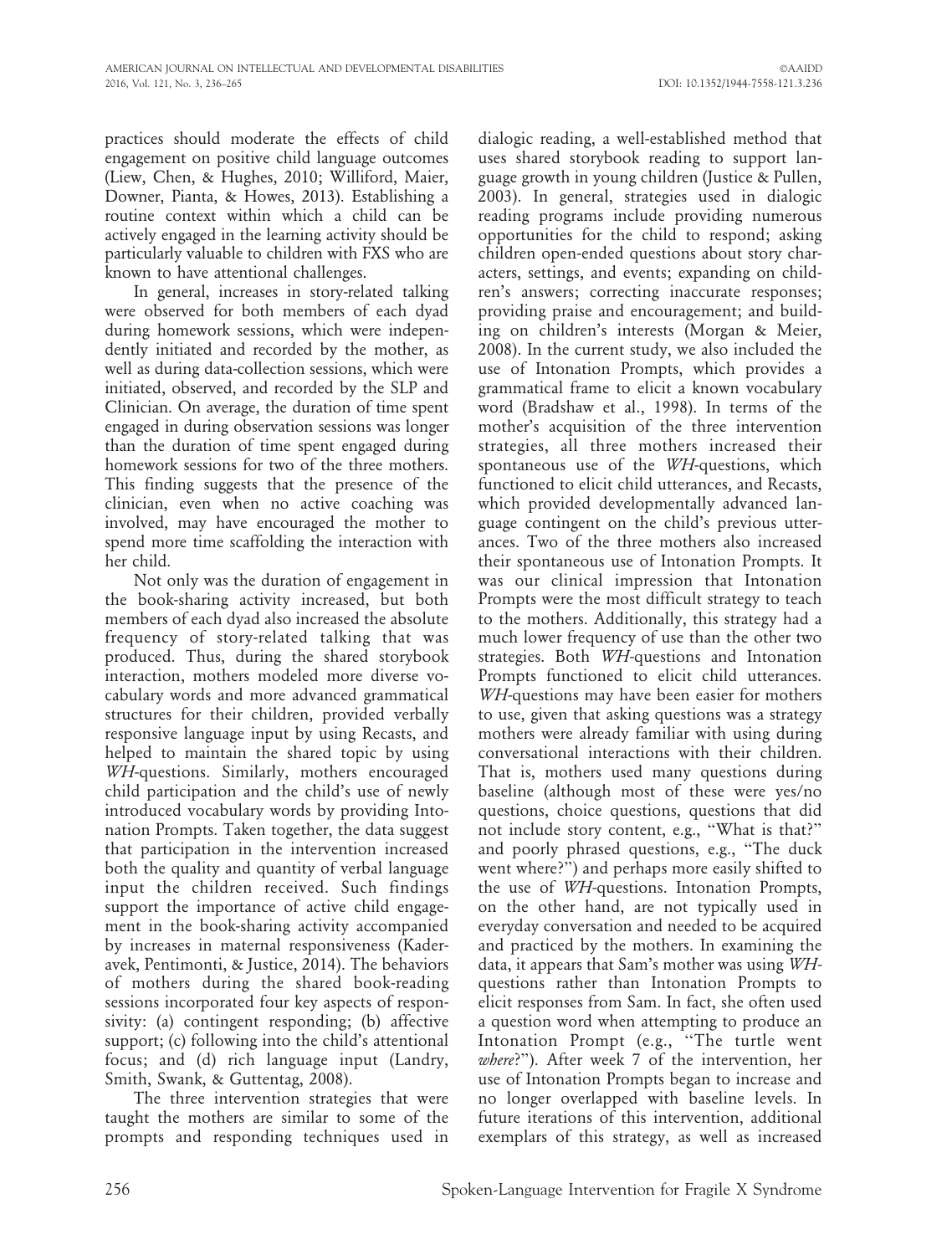practices should moderate the effects of child engagement on positive child language outcomes (Liew, Chen, & Hughes, 2010; Williford, Maier, Downer, Pianta, & Howes, 2013). Establishing a routine context within which a child can be actively engaged in the learning activity should be particularly valuable to children with FXS who are known to have attentional challenges.

In general, increases in story-related talking were observed for both members of each dyad during homework sessions, which were independently initiated and recorded by the mother, as well as during data-collection sessions, which were initiated, observed, and recorded by the SLP and Clinician. On average, the duration of time spent engaged in during observation sessions was longer than the duration of time spent engaged during homework sessions for two of the three mothers. This finding suggests that the presence of the clinician, even when no active coaching was involved, may have encouraged the mother to spend more time scaffolding the interaction with her child.

Not only was the duration of engagement in the book-sharing activity increased, but both members of each dyad also increased the absolute frequency of story-related talking that was produced. Thus, during the shared storybook interaction, mothers modeled more diverse vocabulary words and more advanced grammatical structures for their children, provided verbally responsive language input by using Recasts, and helped to maintain the shared topic by using *WH*-questions. Similarly, mothers encouraged child participation and the child's use of newly introduced vocabulary words by providing Intonation Prompts. Taken together, the data suggest that participation in the intervention increased both the quality and quantity of verbal language input the children received. Such findings support the importance of active child engagement in the book-sharing activity accompanied by increases in maternal responsiveness (Kaderavek, Pentimonti, & Justice, 2014). The behaviors of mothers during the shared book-reading sessions incorporated four key aspects of responsivity: (a) contingent responding; (b) affective support; (c) following into the child's attentional focus; and (d) rich language input (Landry, Smith, Swank, & Guttentag, 2008).

The three intervention strategies that were taught the mothers are similar to some of the prompts and responding techniques used in dialogic reading, a well-established method that uses shared storybook reading to support language growth in young children (Justice & Pullen, 2003). In general, strategies used in dialogic reading programs include providing numerous opportunities for the child to respond; asking children open-ended questions about story characters, settings, and events; expanding on children's answers; correcting inaccurate responses; providing praise and encouragement; and building on children's interests (Morgan & Meier, 2008). In the current study, we also included the use of Intonation Prompts, which provides a grammatical frame to elicit a known vocabulary word (Bradshaw et al., 1998). In terms of the mother's acquisition of the three intervention strategies, all three mothers increased their spontaneous use of the *WH*-questions, which functioned to elicit child utterances, and Recasts, which provided developmentally advanced language contingent on the child's previous utterances. Two of the three mothers also increased their spontaneous use of Intonation Prompts. It was our clinical impression that Intonation Prompts were the most difficult strategy to teach to the mothers. Additionally, this strategy had a much lower frequency of use than the other two strategies. Both *WH*-questions and Intonation Prompts functioned to elicit child utterances. *WH*-questions may have been easier for mothers to use, given that asking questions was a strategy mothers were already familiar with using during conversational interactions with their children. That is, mothers used many questions during baseline (although most of these were yes/no questions, choice questions, questions that did not include story content, e.g., "What is that?" and poorly phrased questions, e.g., "The duck went where?") and perhaps more easily shifted to the use of *WH*-questions. Intonation Prompts, on the other hand, are not typically used in everyday conversation and needed to be acquired and practiced by the mothers. In examining the data, it appears that Sam's mother was using *WH*-questions rather than Intonation Prompts to elicit responses from Sam. In fact, she often used a question word when attempting to produce an Intonation Prompt (e.g., "The turtle went *where*?"). After week 7 of the intervention, her use of Intonation Prompts began to increase and no longer overlapped with baseline levels. In future iterations of this intervention, additional exemplars of this strategy, as well as increased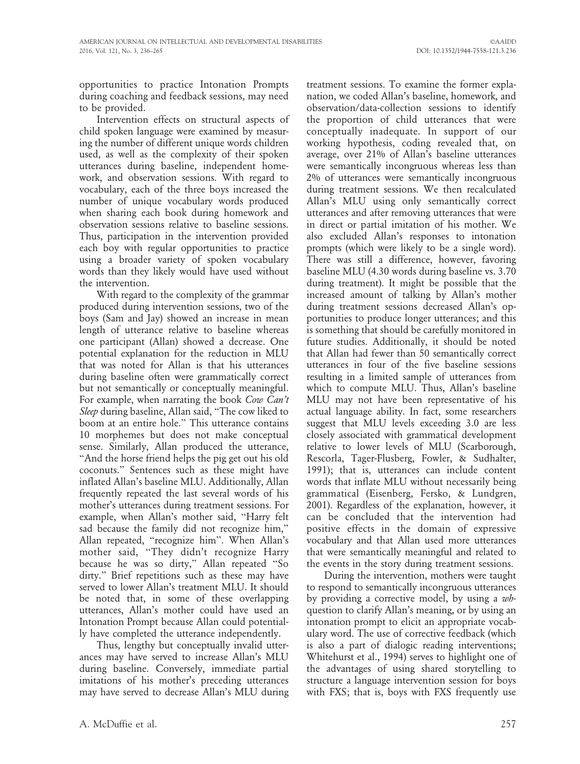opportunities to practice Intonation Prompts during coaching and feedback sessions, may need to be provided.

Intervention effects on structural aspects of child spoken language were examined by measuring the number of different unique words children used, as well as the complexity of their spoken utterances during baseline, independent homework, and observation sessions. With regard to vocabulary, each of the three boys increased the number of unique vocabulary words produced when sharing each book during homework and observation sessions relative to baseline sessions. Thus, participation in the intervention provided each boy with regular opportunities to practice using a broader variety of spoken vocabulary words than they likely would have used without the intervention.

With regard to the complexity of the grammar produced during intervention sessions, two of the boys (Sam and Jay) showed an increase in mean length of utterance relative to baseline whereas one participant (Allan) showed a decrease. One potential explanation for the reduction in MLU that was noted for Allan is that his utterances during baseline often were grammatically correct but not semantically or conceptually meaningful. For example, when narrating the book *Cow Can't Sleep* during baseline, Allan said, "The cow liked to boom at an entire hole." This utterance contains 10 morphemes but does not make conceptual sense. Similarly, Allan produced the utterance, "And the horse friend helps the pig get out his old coconuts." Sentences such as these might have inflated Allan's baseline MLU. Additionally, Allan frequently repeated the last several words of his mother's utterances during treatment sessions. For example, when Allan's mother said, "Harry felt sad because the family did not recognize him," Allan repeated, "recognize him". When Allan's mother said, "They didn't recognize Harry because he was so dirty," Allan repeated "So dirty." Brief repetitions such as these may have served to lower Allan's treatment MLU. It should be noted that, in some of these overlapping utterances, Allan's mother could have used an Intonation Prompt because Allan could potentially have completed the utterance independently.

Thus, lengthy but conceptually invalid utterances may have served to increase Allan's MLU during baseline. Conversely, immediate partial imitations of his mother's preceding utterances may have served to decrease Allan's MLU during treatment sessions. To examine the former explanation, we coded Allan's baseline, homework, and observation/data-collection sessions to identify the proportion of child utterances that were conceptually inadequate. In support of our working hypothesis, coding revealed that, on average, over 21% of Allan's baseline utterances were semantically incongruous whereas less than 2% of utterances were semantically incongruous during treatment sessions. We then recalculated Allan's MLU using only semantically correct utterances and after removing utterances that were in direct or partial imitation of his mother. We also excluded Allan's responses to intonation prompts (which were likely to be a single word). There was still a difference, however, favoring baseline MLU (4.30 words during baseline vs. 3.70 during treatment). It might be possible that the increased amount of talking by Allan's mother during treatment sessions decreased Allan's opportunities to produce longer utterances; and this is something that should be carefully monitored in future studies. Additionally, it should be noted that Allan had fewer than 50 semantically correct utterances in four of the five baseline sessions resulting in a limited sample of utterances from which to compute MLU. Thus, Allan's baseline MLU may not have been representative of his actual language ability. In fact, some researchers suggest that MLU levels exceeding 3.0 are less closely associated with grammatical development relative to lower levels of MLU (Scarborough, Rescorla, Tager-Flusberg, Fowler, & Sudhalter, 1991); that is, utterances can include content words that inflate MLU without necessarily being grammatical (Eisenberg, Fersko, & Lundgren, 2001). Regardless of the explanation, however, it can be concluded that the intervention had positive effects in the domain of expressive vocabulary and that Allan used more utterances that were semantically meaningful and related to the events in the story during treatment sessions.

During the intervention, mothers were taught to respond to semantically incongruous utterances by providing a corrective model, by using a *wh*-question to clarify Allan's meaning, or by using an intonation prompt to elicit an appropriate vocabulary word. The use of corrective feedback (which is also a part of dialogic reading interventions; Whitehurst et al., 1994) serves to highlight one of the advantages of using shared storytelling to structure a language intervention session for boys with FXS; that is, boys with FXS frequently use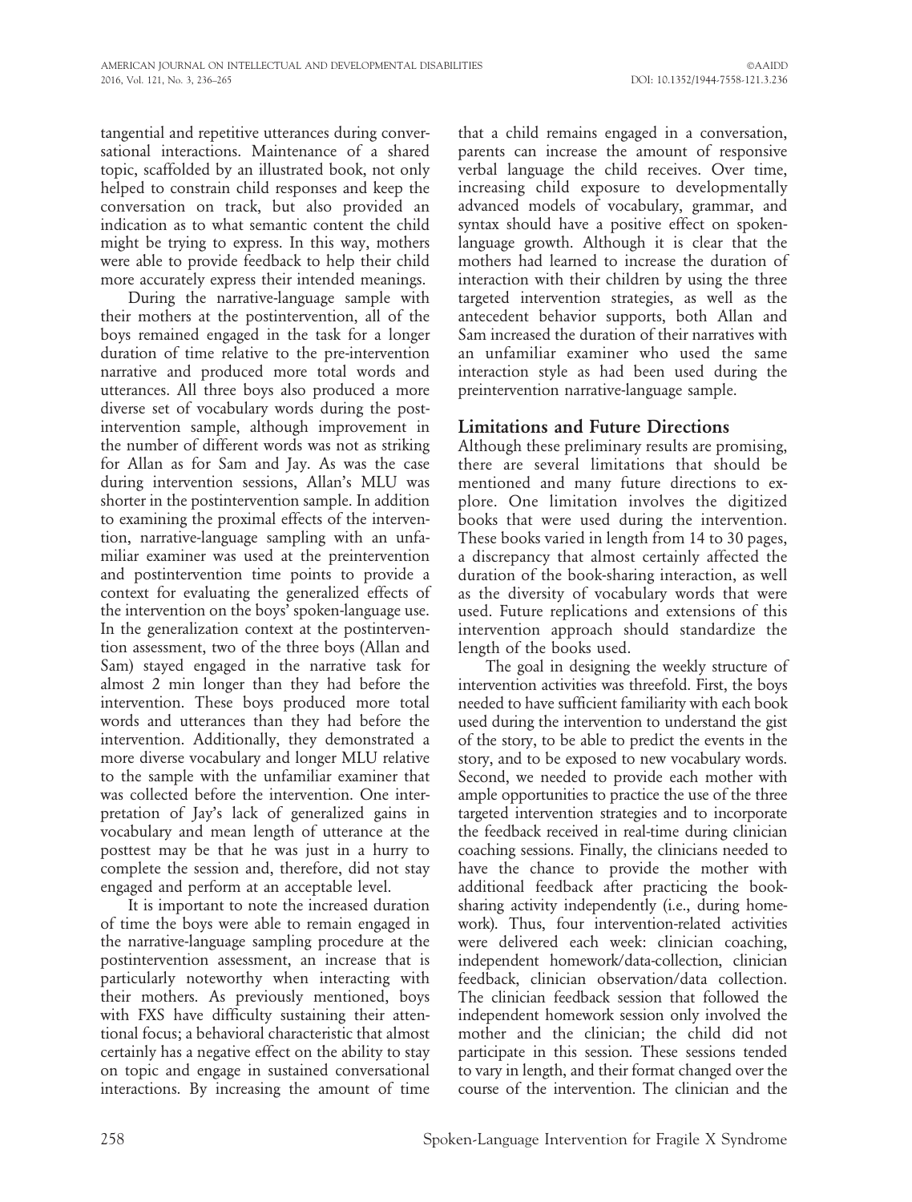tangential and repetitive utterances during conversational interactions. Maintenance of a shared topic, scaffolded by an illustrated book, not only helped to constrain child responses and keep the conversation on track, but also provided an indication as to what semantic content the child might be trying to express. In this way, mothers were able to provide feedback to help their child more accurately express their intended meanings.

During the narrative-language sample with their mothers at the postintervention, all of the boys remained engaged in the task for a longer duration of time relative to the pre-intervention narrative and produced more total words and utterances. All three boys also produced a more diverse set of vocabulary words during the postintervention sample, although improvement in the number of different words was not as striking for Allan as for Sam and Jay. As was the case during intervention sessions, Allan's MLU was shorter in the postintervention sample. In addition to examining the proximal effects of the intervention, narrative-language sampling with an unfamiliar examiner was used at the preintervention and postintervention time points to provide a context for evaluating the generalized effects of the intervention on the boys' spoken-language use. In the generalization context at the postintervention assessment, two of the three boys (Allan and Sam) stayed engaged in the narrative task for almost 2 min longer than they had before the intervention. These boys produced more total words and utterances than they had before the intervention. Additionally, they demonstrated a more diverse vocabulary and longer MLU relative to the sample with the unfamiliar examiner that was collected before the intervention. One interpretation of Jay's lack of generalized gains in vocabulary and mean length of utterance at the posttest may be that he was just in a hurry to complete the session and, therefore, did not stay engaged and perform at an acceptable level.

It is important to note the increased duration of time the boys were able to remain engaged in the narrative-language sampling procedure at the postintervention assessment, an increase that is particularly noteworthy when interacting with their mothers. As previously mentioned, boys with FXS have difficulty sustaining their attentional focus; a behavioral characteristic that almost certainly has a negative effect on the ability to stay on topic and engage in sustained conversational interactions. By increasing the amount of time that a child remains engaged in a conversation, parents can increase the amount of responsive verbal language the child receives. Over time, increasing child exposure to developmentally advanced models of vocabulary, grammar, and syntax should have a positive effect on spoken-language growth. Although it is clear that the mothers had learned to increase the duration of interaction with their children by using the three targeted intervention strategies, as well as the antecedent behavior supports, both Allan and Sam increased the duration of their narratives with an unfamiliar examiner who used the same interaction style as had been used during the preintervention narrative-language sample.

## Limitations and Future Directions

Although these preliminary results are promising, there are several limitations that should be mentioned and many future directions to explore. One limitation involves the digitized books that were used during the intervention. These books varied in length from 14 to 30 pages, a discrepancy that almost certainly affected the duration of the book-sharing interaction, as well as the diversity of vocabulary words that were used. Future replications and extensions of this intervention approach should standardize the length of the books used.

The goal in designing the weekly structure of intervention activities was threefold. First, the boys needed to have sufficient familiarity with each book used during the intervention to understand the gist of the story, to be able to predict the events in the story, and to be exposed to new vocabulary words. Second, we needed to provide each mother with ample opportunities to practice the use of the three targeted intervention strategies and to incorporate the feedback received in real-time during clinician coaching sessions. Finally, the clinicians needed to have the chance to provide the mother with additional feedback after practicing the book-sharing activity independently (i.e., during homework). Thus, four intervention-related activities were delivered each week: clinician coaching, independent homework/data-collection, clinician feedback, clinician observation/data collection. The clinician feedback session that followed the independent homework session only involved the mother and the clinician; the child did not participate in this session. These sessions tended to vary in length, and their format changed over the course of the intervention. The clinician and the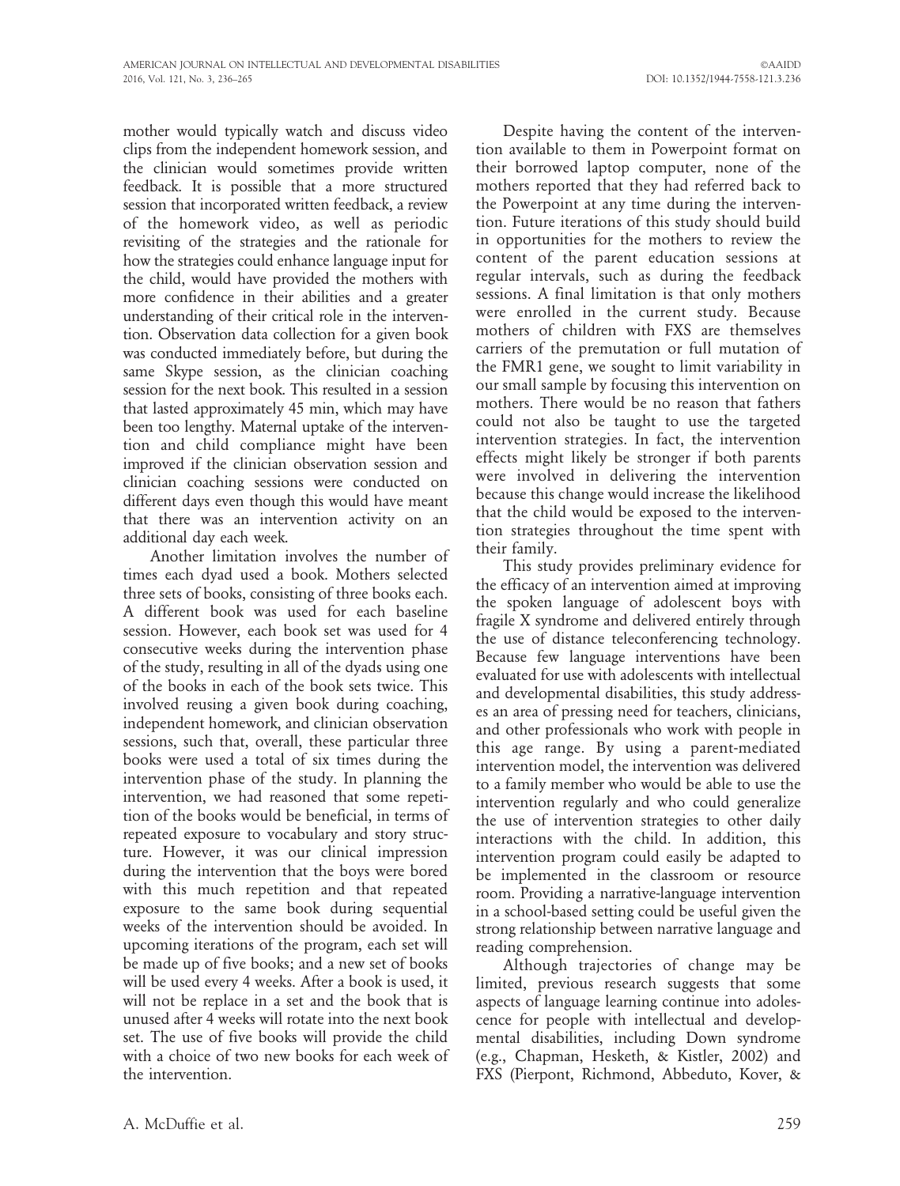mother would typically watch and discuss video clips from the independent homework session, and the clinician would sometimes provide written feedback. It is possible that a more structured session that incorporated written feedback, a review of the homework video, as well as periodic revisiting of the strategies and the rationale for how the strategies could enhance language input for the child, would have provided the mothers with more confidence in their abilities and a greater understanding of their critical role in the intervention. Observation data collection for a given book was conducted immediately before, but during the same Skype session, as the clinician coaching session for the next book. This resulted in a session that lasted approximately 45 min, which may have been too lengthy. Maternal uptake of the intervention and child compliance might have been improved if the clinician observation session and clinician coaching sessions were conducted on different days even though this would have meant that there was an intervention activity on an additional day each week.

Another limitation involves the number of times each dyad used a book. Mothers selected three sets of books, consisting of three books each. A different book was used for each baseline session. However, each book set was used for 4 consecutive weeks during the intervention phase of the study, resulting in all of the dyads using one of the books in each of the book sets twice. This involved reusing a given book during coaching, independent homework, and clinician observation sessions, such that, overall, these particular three books were used a total of six times during the intervention phase of the study. In planning the intervention, we had reasoned that some repetition of the books would be beneficial, in terms of repeated exposure to vocabulary and story structure. However, it was our clinical impression during the intervention that the boys were bored with this much repetition and that repeated exposure to the same book during sequential weeks of the intervention should be avoided. In upcoming iterations of the program, each set will be made up of five books; and a new set of books will be used every 4 weeks. After a book is used, it will not be replace in a set and the book that is unused after 4 weeks will rotate into the next book set. The use of five books will provide the child with a choice of two new books for each week of the intervention.

Despite having the content of the intervention available to them in Powerpoint format on their borrowed laptop computer, none of the mothers reported that they had referred back to the Powerpoint at any time during the intervention. Future iterations of this study should build in opportunities for the mothers to review the content of the parent education sessions at regular intervals, such as during the feedback sessions. A final limitation is that only mothers were enrolled in the current study. Because mothers of children with FXS are themselves carriers of the premutation or full mutation of the FMR1 gene, we sought to limit variability in our small sample by focusing this intervention on mothers. There would be no reason that fathers could not also be taught to use the targeted intervention strategies. In fact, the intervention effects might likely be stronger if both parents were involved in delivering the intervention because this change would increase the likelihood that the child would be exposed to the intervention strategies throughout the time spent with their family.

This study provides preliminary evidence for the efficacy of an intervention aimed at improving the spoken language of adolescent boys with fragile X syndrome and delivered entirely through the use of distance teleconferencing technology. Because few language interventions have been evaluated for use with adolescents with intellectual and developmental disabilities, this study addresses an area of pressing need for teachers, clinicians, and other professionals who work with people in this age range. By using a parent-mediated intervention model, the intervention was delivered to a family member who would be able to use the intervention regularly and who could generalize the use of intervention strategies to other daily interactions with the child. In addition, this intervention program could easily be adapted to be implemented in the classroom or resource room. Providing a narrative-language intervention in a school-based setting could be useful given the strong relationship between narrative language and reading comprehension.

Although trajectories of change may be limited, previous research suggests that some aspects of language learning continue into adolescence for people with intellectual and developmental disabilities, including Down syndrome (e.g., Chapman, Hesketh, & Kistler, 2002) and FXS (Pierpont, Richmond, Abbeduto, Kover, &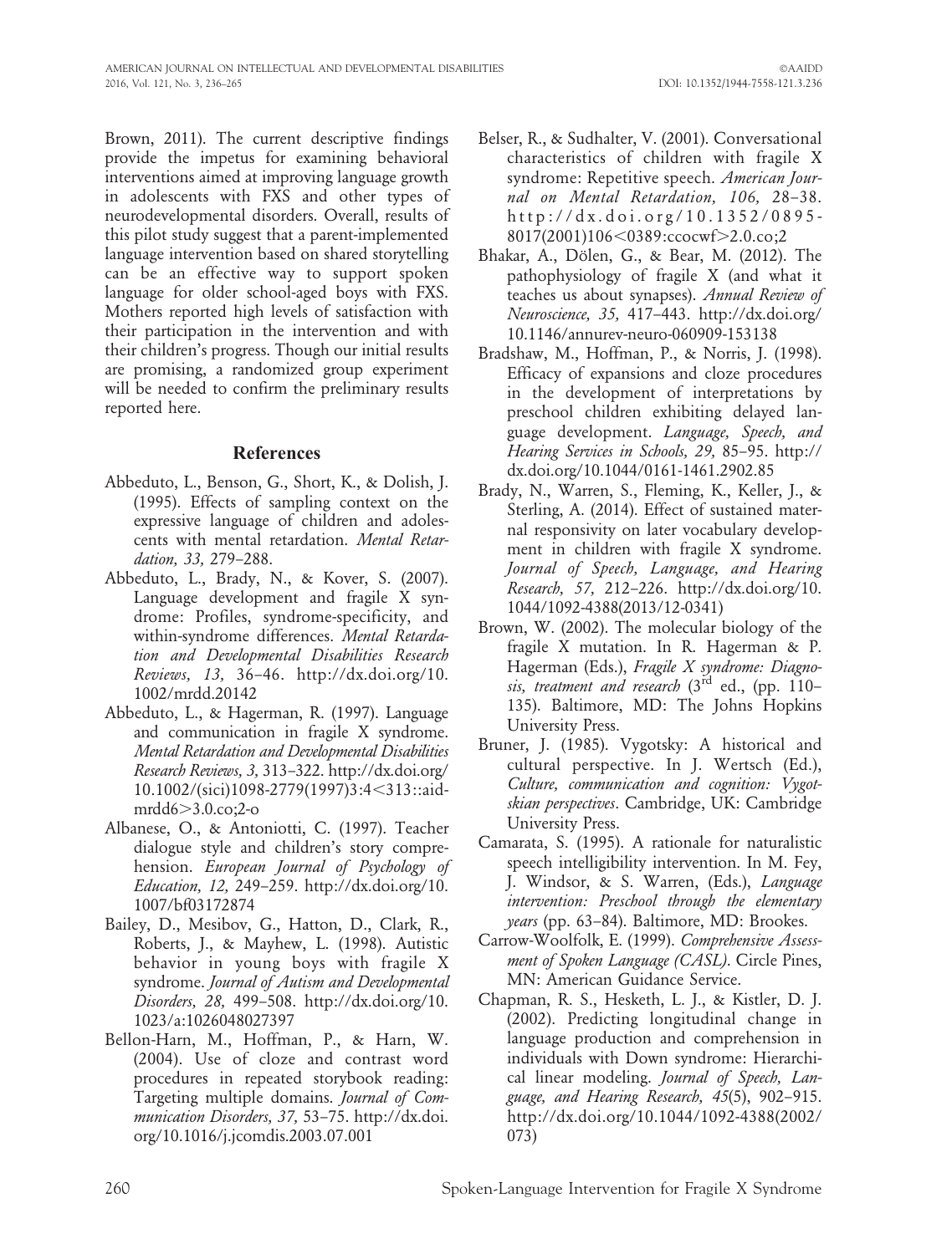Brown, 2011). The current descriptive findings provide the impetus for examining behavioral interventions aimed at improving language growth in adolescents with FXS and other types of neurodevelopmental disorders. Overall, results of this pilot study suggest that a parent-implemented language intervention based on shared storytelling can be an effective way to support spoken language for older school-aged boys with FXS. Mothers reported high levels of satisfaction with their participation in the intervention and with their children's progress. Though our initial results are promising, a randomized group experiment will be needed to confirm the preliminary results reported here.

## References

Abbeduto, L., Benson, G., Short, K., & Dolish, J. (1995). Effects of sampling context on the expressive language of children and adolescents with mental retardation. *Mental Retardation, 33,* 279–288.

Abbeduto, L., Brady, N., & Kover, S. (2007). Language development and fragile X syndrome: Profiles, syndrome-specificity, and within-syndrome differences. *Mental Retardation and Developmental Disabilities Research Reviews, 13,* 36–46. http://dx.doi.org/10.1002/mrdd.20142

Abbeduto, L., & Hagerman, R. (1997). Language and communication in fragile X syndrome. *Mental Retardation and Developmental Disabilities Research Reviews, 3,* 313–322. http://dx.doi.org/10.1002/(sici)1098-2779(1997)3:4<313::aid-mrdd6>3.0.co;2-o

Albanese, O., & Antoniotti, C. (1997). Teacher dialogue style and children's story comprehension. *European Journal of Psychology of Education, 12,* 249–259. http://dx.doi.org/10.1007/bf03172874

Bailey, D., Mesibov, G., Hatton, D., Clark, R., Roberts, J., & Mayhew, L. (1998). Autistic behavior in young boys with fragile X syndrome. *Journal of Autism and Developmental Disorders, 28,* 499–508. http://dx.doi.org/10.1023/a:1026048027397

Bellon-Harn, M., Hoffman, P., & Harn, W. (2004). Use of cloze and contrast word procedures in repeated storybook reading: Targeting multiple domains. *Journal of Communication Disorders, 37,* 53–75. http://dx.doi.org/10.1016/j.jcomdis.2003.07.001

Belser, R., & Sudhalter, V. (2001). Conversational characteristics of children with fragile X syndrome: Repetitive speech. *American Journal on Mental Retardation, 106,* 28–38. http://dx.doi.org/10.1352/0895-8017(2001)106<0389:ccocwf>2.0.co;2

Bhakar, A., Dölen, G., & Bear, M. (2012). The pathophysiology of fragile X (and what it teaches us about synapses). *Annual Review of Neuroscience, 35,* 417–443. http://dx.doi.org/10.1146/annurev-neuro-060909-153138

Bradshaw, M., Hoffman, P., & Norris, J. (1998). Efficacy of expansions and cloze procedures in the development of interpretations by preschool children exhibiting delayed language development. *Language, Speech, and Hearing Services in Schools, 29,* 85–95. http://dx.doi.org/10.1044/0161-1461.2902.85

Brady, N., Warren, S., Fleming, K., Keller, J., & Sterling, A. (2014). Effect of sustained maternal responsivity on later vocabulary development in children with fragile X syndrome. *Journal of Speech, Language, and Hearing Research, 57,* 212–226. http://dx.doi.org/10.1044/1092-4388(2013/12-0341)

Brown, W. (2002). The molecular biology of the fragile X mutation. In R. Hagerman & P. Hagerman (Eds.), *Fragile X syndrome: Diagnosis, treatment and research* (3rd ed., (pp. 110–135). Baltimore, MD: The Johns Hopkins University Press.

Bruner, J. (1985). Vygotsky: A historical and cultural perspective. In J. Wertsch (Ed.), *Culture, communication and cognition: Vygotskian perspectives*. Cambridge, UK: Cambridge University Press.

Camarata, S. (1995). A rationale for naturalistic speech intelligibility intervention. In M. Fey, J. Windsor, & S. Warren, (Eds.), *Language intervention: Preschool through the elementary years* (pp. 63–84). Baltimore, MD: Brookes.

Carrow-Woolfolk, E. (1999). *Comprehensive Assessment of Spoken Language (CASL)*. Circle Pines, MN: American Guidance Service.

Chapman, R. S., Hesketh, L. J., & Kistler, D. J. (2002). Predicting longitudinal change in language production and comprehension in individuals with Down syndrome: Hierarchical linear modeling. *Journal of Speech, Language, and Hearing Research, 45*(5), 902–915. http://dx.doi.org/10.1044/1092-4388(2002/073)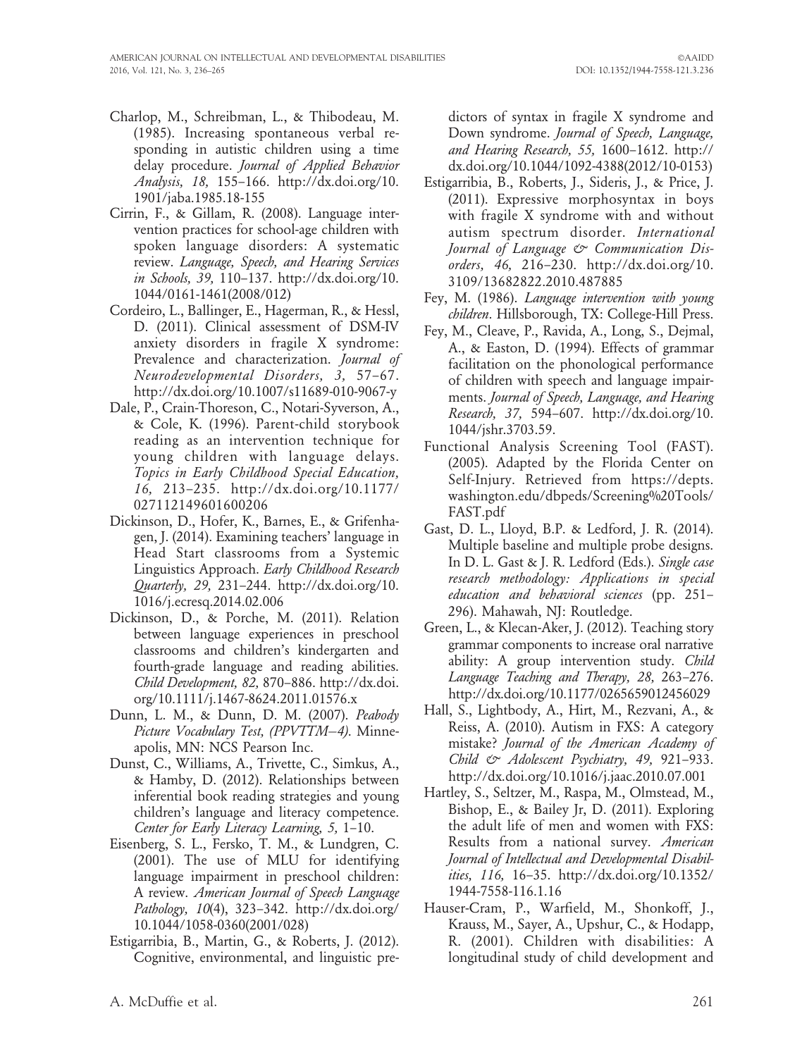Charlop, M., Schreibman, L., & Thibodeau, M. (1985). Increasing spontaneous verbal responding in autistic children using a time delay procedure. *Journal of Applied Behavior Analysis, 18*, 155–166. http://dx.doi.org/10.1901/jaba.1985.18-155

Cirrin, F., & Gillam, R. (2008). Language intervention practices for school-age children with spoken language disorders: A systematic review. *Language, Speech, and Hearing Services in Schools, 39*, 110–137. http://dx.doi.org/10.1044/0161-1461(2008/012)

Cordeiro, L., Ballinger, E., Hagerman, R., & Hessl, D. (2011). Clinical assessment of DSM-IV anxiety disorders in fragile X syndrome: Prevalence and characterization. *Journal of Neurodevelopmental Disorders, 3*, 57–67. http://dx.doi.org/10.1007/s11689-010-9067-y

Dale, P., Crain-Thoreson, C., Notari-Syverson, A., & Cole, K. (1996). Parent-child storybook reading as an intervention technique for young children with language delays. *Topics in Early Childhood Special Education, 16*, 213–235. http://dx.doi.org/10.1177/027112149601600206

Dickinson, D., Hofer, K., Barnes, E., & Grifenhagen, J. (2014). Examining teachers' language in Head Start classrooms from a Systemic Linguistics Approach. *Early Childhood Research Quarterly, 29*, 231–244. http://dx.doi.org/10.1016/j.ecresq.2014.02.006

Dickinson, D., & Porche, M. (2011). Relation between language experiences in preschool classrooms and children's kindergarten and fourth-grade language and reading abilities. *Child Development, 82*, 870–886. http://dx.doi.org/10.1111/j.1467-8624.2011.01576.x

Dunn, L. M., & Dunn, D. M. (2007). *Peabody Picture Vocabulary Test, (PPVTTM–4)*. Minneapolis, MN: NCS Pearson Inc.

Dunst, C., Williams, A., Trivette, C., Simkus, A., & Hamby, D. (2012). Relationships between inferential book reading strategies and young children's language and literacy competence. *Center for Early Literacy Learning, 5*, 1–10.

Eisenberg, S. L., Fersko, T. M., & Lundgren, C. (2001). The use of MLU for identifying language impairment in preschool children: A review. *American Journal of Speech Language Pathology, 10*(4), 323–342. http://dx.doi.org/10.1044/1058-0360(2001/028)

Estigarribia, B., Martin, G., & Roberts, J. (2012). Cognitive, environmental, and linguistic predictors of syntax in fragile X syndrome and Down syndrome. *Journal of Speech, Language, and Hearing Research, 55*, 1600–1612. http://dx.doi.org/10.1044/1092-4388(2012/10-0153)

Estigarribia, B., Roberts, J., Sideris, J., & Price, J. (2011). Expressive morphosyntax in boys with fragile X syndrome with and without autism spectrum disorder. *International Journal of Language & Communication Disorders, 46*, 216–230. http://dx.doi.org/10.3109/13682822.2010.487885

Fey, M. (1986). *Language intervention with young children*. Hillsborough, TX: College-Hill Press.

Fey, M., Cleave, P., Ravida, A., Long, S., Dejmal, A., & Easton, D. (1994). Effects of grammar facilitation on the phonological performance of children with speech and language impairments. *Journal of Speech, Language, and Hearing Research, 37*, 594–607. http://dx.doi.org/10.1044/jshr.3703.59.

Functional Analysis Screening Tool (FAST). (2005). Adapted by the Florida Center on Self-Injury. Retrieved from https://depts.washington.edu/dbpeds/Screening%20Tools/FAST.pdf

Gast, D. L., Lloyd, B.P. & Ledford, J. R. (2014). Multiple baseline and multiple probe designs. In D. L. Gast & J. R. Ledford (Eds.). *Single case research methodology: Applications in special education and behavioral sciences* (pp. 251–296). Mahawah, NJ: Routledge.

Green, L., & Klecan-Aker, J. (2012). Teaching story grammar components to increase oral narrative ability: A group intervention study. *Child Language Teaching and Therapy, 28*, 263–276. http://dx.doi.org/10.1177/0265659012456029

Hall, S., Lightbody, A., Hirt, M., Rezvani, A., & Reiss, A. (2010). Autism in FXS: A category mistake? *Journal of the American Academy of Child & Adolescent Psychiatry, 49*, 921–933. http://dx.doi.org/10.1016/j.jaac.2010.07.001

Hartley, S., Seltzer, M., Raspa, M., Olmstead, M., Bishop, E., & Bailey Jr, D. (2011). Exploring the adult life of men and women with FXS: Results from a national survey. *American Journal of Intellectual and Developmental Disabilities, 116*, 16–35. http://dx.doi.org/10.1352/1944-7558-116.1.16

Hauser-Cram, P., Warfield, M., Shonkoff, J., Krauss, M., Sayer, A., Upshur, C., & Hodapp, R. (2001). Children with disabilities: A longitudinal study of child development and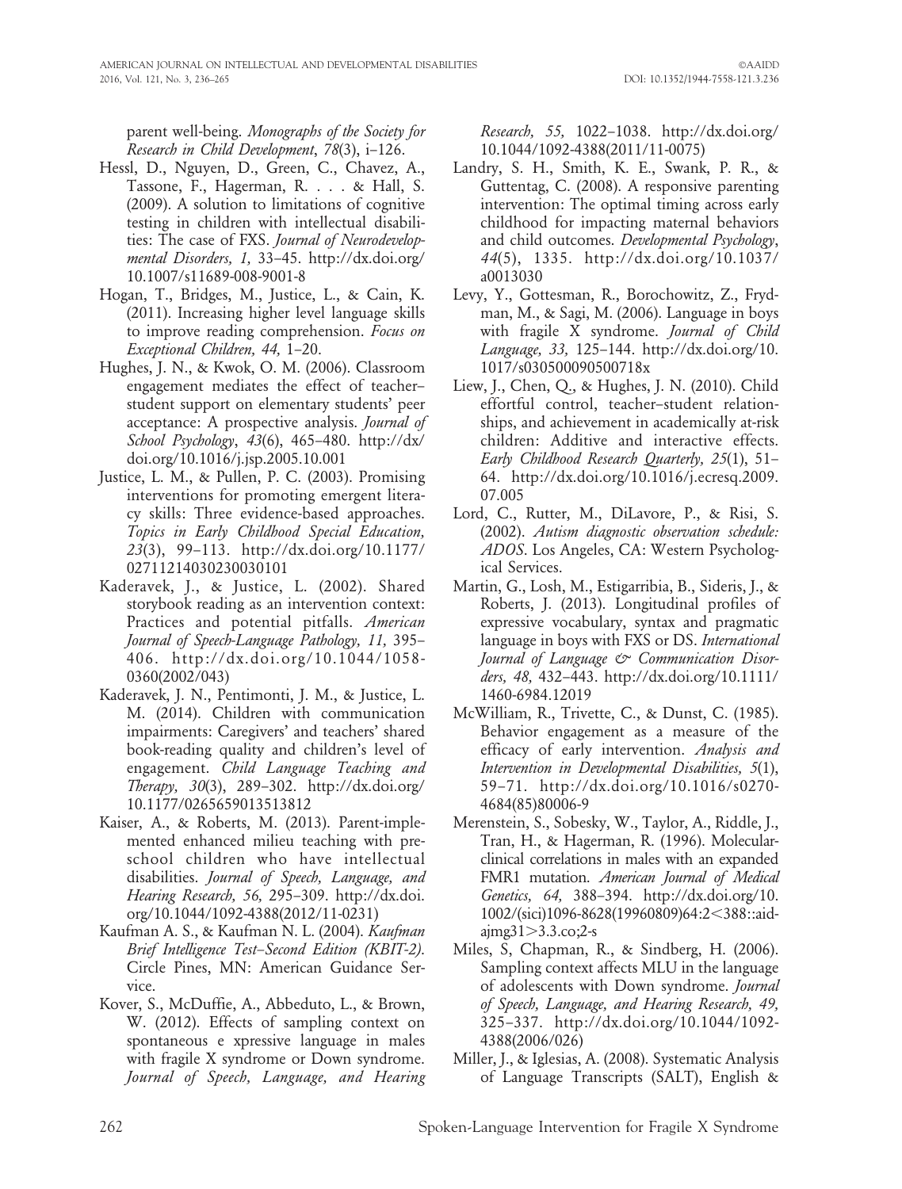parent well-being. *Monographs of the Society for Research in Child Development*, *78*(3), i–126.

Hessl, D., Nguyen, D., Green, C., Chavez, A., Tassone, F., Hagerman, R. . . . & Hall, S. (2009). A solution to limitations of cognitive testing in children with intellectual disabilities: The case of FXS. *Journal of Neurodevelopmental Disorders, 1,* 33–45. http://dx.doi.org/10.1007/s11689-008-9001-8

Hogan, T., Bridges, M., Justice, L., & Cain, K. (2011). Increasing higher level language skills to improve reading comprehension. *Focus on Exceptional Children, 44,* 1–20.

Hughes, J. N., & Kwok, O. M. (2006). Classroom engagement mediates the effect of teacher–student support on elementary students' peer acceptance: A prospective analysis. *Journal of School Psychology*, *43*(6), 465–480. http://dx/doi.org/10.1016/j.jsp.2005.10.001

Justice, L. M., & Pullen, P. C. (2003). Promising interventions for promoting emergent literacy skills: Three evidence-based approaches. *Topics in Early Childhood Special Education, 23*(3), 99–113. http://dx.doi.org/10.1177/02711214030230030101

Kaderavek, J., & Justice, L. (2002). Shared storybook reading as an intervention context: Practices and potential pitfalls. *American Journal of Speech-Language Pathology, 11,* 395–406. http://dx.doi.org/10.1044/1058-0360(2002/043)

Kaderavek, J. N., Pentimonti, J. M., & Justice, L. M. (2014). Children with communication impairments: Caregivers' and teachers' shared book-reading quality and children's level of engagement. *Child Language Teaching and Therapy, 30*(3), 289–302. http://dx.doi.org/10.1177/0265659013513812

Kaiser, A., & Roberts, M. (2013). Parent-implemented enhanced milieu teaching with preschool children who have intellectual disabilities. *Journal of Speech, Language, and Hearing Research, 56,* 295–309. http://dx.doi.org/10.1044/1092-4388(2012/11-0231)

Kaufman A. S., & Kaufman N. L. (2004). *Kaufman Brief Intelligence Test–Second Edition (KBIT-2).* Circle Pines, MN: American Guidance Service.

Kover, S., McDuffie, A., Abbeduto, L., & Brown, W. (2012). Effects of sampling context on spontaneous e xpressive language in males with fragile X syndrome or Down syndrome. *Journal of Speech, Language, and Hearing Research, 55,* 1022–1038. http://dx.doi.org/10.1044/1092-4388(2011/11-0075)

Landry, S. H., Smith, K. E., Swank, P. R., & Guttentag, C. (2008). A responsive parenting intervention: The optimal timing across early childhood for impacting maternal behaviors and child outcomes. *Developmental Psychology*, *44*(5), 1335. http://dx.doi.org/10.1037/a0013030

Levy, Y., Gottesman, R., Borochowitz, Z., Frydman, M., & Sagi, M. (2006). Language in boys with fragile X syndrome. *Journal of Child Language, 33,* 125–144. http://dx.doi.org/10.1017/s030500090500718x

Liew, J., Chen, Q., & Hughes, J. N. (2010). Child effortful control, teacher–student relationships, and achievement in academically at-risk children: Additive and interactive effects. *Early Childhood Research Quarterly, 25*(1), 51–64. http://dx.doi.org/10.1016/j.ecresq.2009.07.005

Lord, C., Rutter, M., DiLavore, P., & Risi, S. (2002). *Autism diagnostic observation schedule: ADOS*. Los Angeles, CA: Western Psychological Services.

Martin, G., Losh, M., Estigarribia, B., Sideris, J., & Roberts, J. (2013). Longitudinal profiles of expressive vocabulary, syntax and pragmatic language in boys with FXS or DS. *International Journal of Language & Communication Disorders, 48,* 432–443. http://dx.doi.org/10.1111/1460-6984.12019

McWilliam, R., Trivette, C., & Dunst, C. (1985). Behavior engagement as a measure of the efficacy of early intervention. *Analysis and Intervention in Developmental Disabilities, 5*(1), 59–71. http://dx.doi.org/10.1016/s0270-4684(85)80006-9

Merenstein, S., Sobesky, W., Taylor, A., Riddle, J., Tran, H., & Hagerman, R. (1996). Molecular-clinical correlations in males with an expanded FMR1 mutation. *American Journal of Medical Genetics, 64,* 388–394. http://dx.doi.org/10.1002/(sici)1096-8628(19960809)64:2<388::aid-ajmg31>3.3.co;2-s

Miles, S, Chapman, R., & Sindberg, H. (2006). Sampling context affects MLU in the language of adolescents with Down syndrome. *Journal of Speech, Language, and Hearing Research, 49,* 325–337. http://dx.doi.org/10.1044/1092-4388(2006/026)

Miller, J., & Iglesias, A. (2008). Systematic Analysis of Language Transcripts (SALT), English &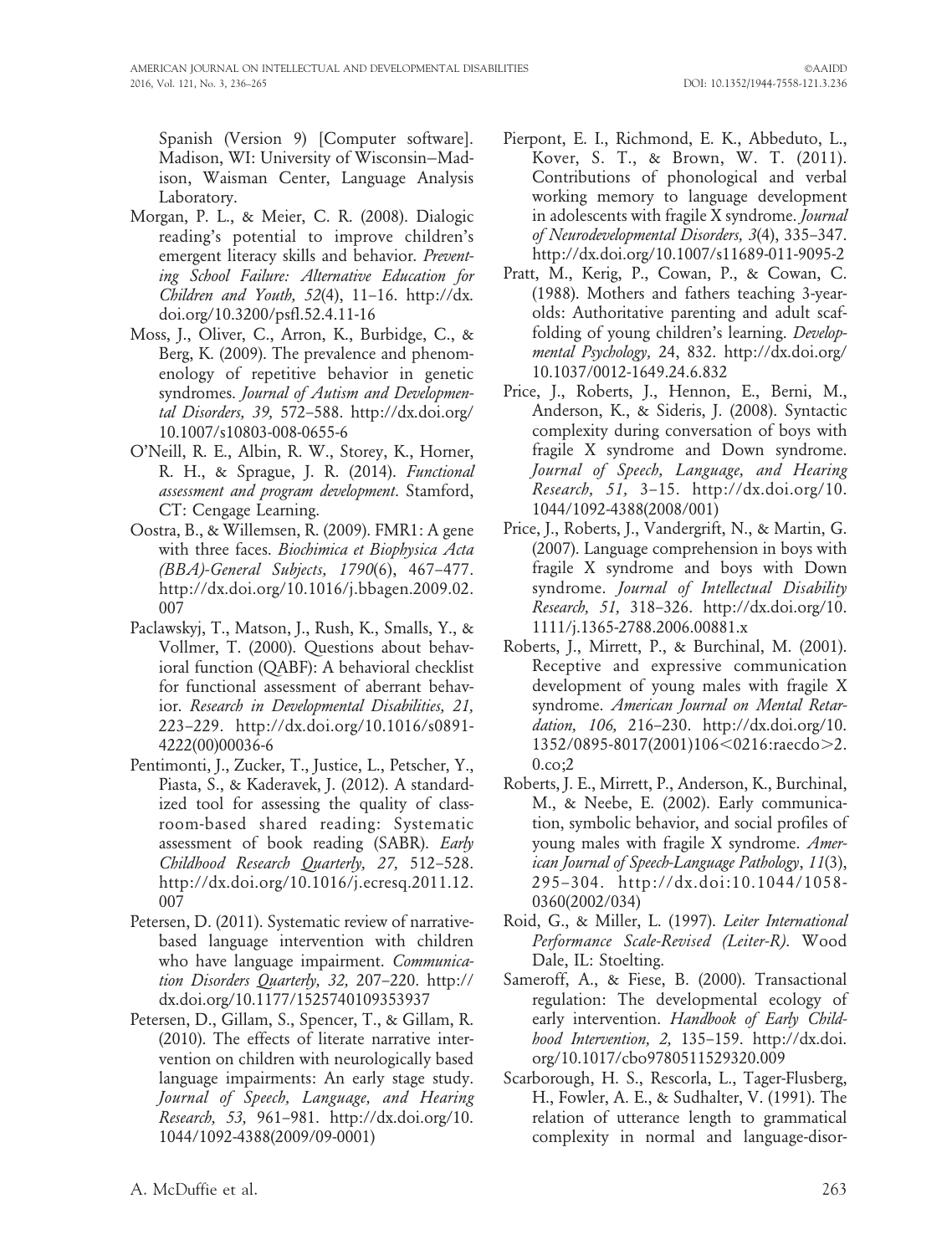Spanish (Version 9) [Computer software]. Madison, WI: University of Wisconsin–Madison, Waisman Center, Language Analysis Laboratory.

Morgan, P. L., & Meier, C. R. (2008). Dialogic reading's potential to improve children's emergent literacy skills and behavior. *Preventing School Failure: Alternative Education for Children and Youth, 52*(4), 11–16. http://dx.doi.org/10.3200/psfl.52.4.11-16

Moss, J., Oliver, C., Arron, K., Burbidge, C., & Berg, K. (2009). The prevalence and phenomenology of repetitive behavior in genetic syndromes. *Journal of Autism and Developmental Disorders, 39,* 572–588. http://dx.doi.org/10.1007/s10803-008-0655-6

O'Neill, R. E., Albin, R. W., Storey, K., Horner, R. H., & Sprague, J. R. (2014). *Functional assessment and program development*. Stamford, CT: Cengage Learning.

Oostra, B., & Willemsen, R. (2009). FMR1: A gene with three faces. *Biochimica et Biophysica Acta (BBA)-General Subjects, 1790*(6), 467–477. http://dx.doi.org/10.1016/j.bbagen.2009.02.007

Paclawskyj, T., Matson, J., Rush, K., Smalls, Y., & Vollmer, T. (2000). Questions about behavioral function (QABF): A behavioral checklist for functional assessment of aberrant behavior. *Research in Developmental Disabilities, 21,* 223–229. http://dx.doi.org/10.1016/s0891-4222(00)00036-6

Pentimonti, J., Zucker, T., Justice, L., Petscher, Y., Piasta, S., & Kaderavek, J. (2012). A standardized tool for assessing the quality of classroom-based shared reading: Systematic assessment of book reading (SABR). *Early Childhood Research Quarterly, 27,* 512–528. http://dx.doi.org/10.1016/j.ecresq.2011.12.007

Petersen, D. (2011). Systematic review of narrative-based language intervention with children who have language impairment. *Communication Disorders Quarterly, 32,* 207–220. http://dx.doi.org/10.1177/1525740109353937

Petersen, D., Gillam, S., Spencer, T., & Gillam, R. (2010). The effects of literate narrative intervention on children with neurologically based language impairments: An early stage study. *Journal of Speech, Language, and Hearing Research, 53,* 961–981. http://dx.doi.org/10.1044/1092-4388(2009/09-0001)

Pierpont, E. I., Richmond, E. K., Abbeduto, L., Kover, S. T., & Brown, W. T. (2011). Contributions of phonological and verbal working memory to language development in adolescents with fragile X syndrome. *Journal of Neurodevelopmental Disorders, 3*(4), 335–347. http://dx.doi.org/10.1007/s11689-011-9095-2

Pratt, M., Kerig, P., Cowan, P., & Cowan, C. (1988). Mothers and fathers teaching 3-year-olds: Authoritative parenting and adult scaffolding of young children's learning. *Developmental Psychology,* 24, 832. http://dx.doi.org/10.1037/0012-1649.24.6.832

Price, J., Roberts, J., Hennon, E., Berni, M., Anderson, K., & Sideris, J. (2008). Syntactic complexity during conversation of boys with fragile X syndrome and Down syndrome. *Journal of Speech, Language, and Hearing Research, 51,* 3–15. http://dx.doi.org/10.1044/1092-4388(2008/001)

Price, J., Roberts, J., Vandergrift, N., & Martin, G. (2007). Language comprehension in boys with fragile X syndrome and boys with Down syndrome. *Journal of Intellectual Disability Research, 51,* 318–326. http://dx.doi.org/10.1111/j.1365-2788.2006.00881.x

Roberts, J., Mirrett, P., & Burchinal, M. (2001). Receptive and expressive communication development of young males with fragile X syndrome. *American Journal on Mental Retardation, 106,* 216–230. http://dx.doi.org/10.1352/0895-8017(2001)106<0216:raecdo>2.0.co;2

Roberts, J. E., Mirrett, P., Anderson, K., Burchinal, M., & Neebe, E. (2002). Early communication, symbolic behavior, and social profiles of young males with fragile X syndrome. *American Journal of Speech-Language Pathology, 11*(3), 295–304. http://dx.doi:10.1044/1058-0360(2002/034)

Roid, G., & Miller, L. (1997). *Leiter International Performance Scale-Revised (Leiter-R)*. Wood Dale, IL: Stoelting.

Sameroff, A., & Fiese, B. (2000). Transactional regulation: The developmental ecology of early intervention. *Handbook of Early Childhood Intervention, 2,* 135–159. http://dx.doi.org/10.1017/cbo9780511529320.009

Scarborough, H. S., Rescorla, L., Tager-Flusberg, H., Fowler, A. E., & Sudhalter, V. (1991). The relation of utterance length to grammatical complexity in normal and language-disor-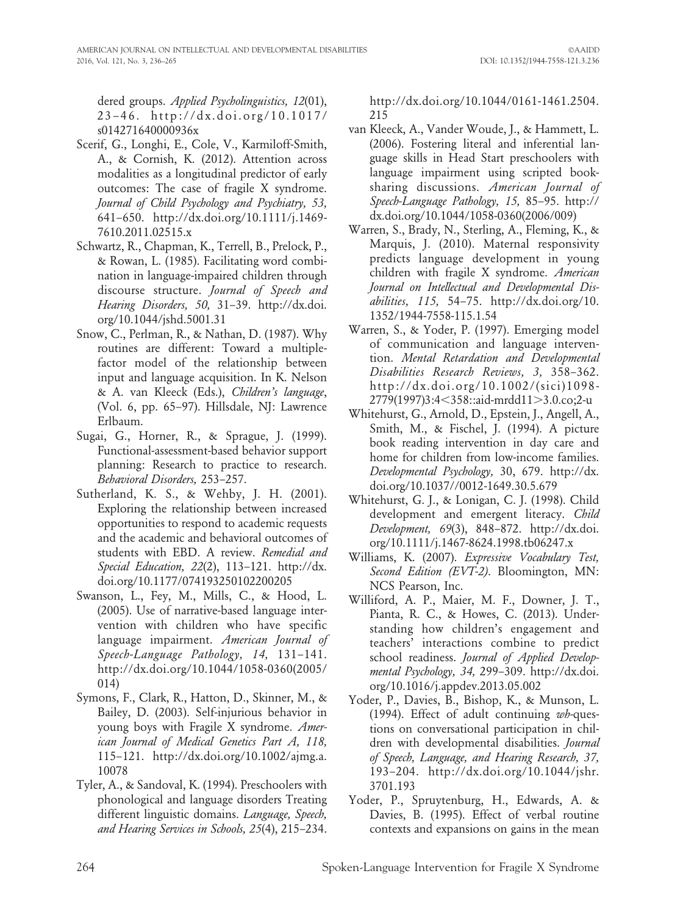dered groups. *Applied Psycholinguistics, 12*(01), 23–46. http://dx.doi.org/10.1017/s014271640000936x

Scerif, G., Longhi, E., Cole, V., Karmiloff-Smith, A., & Cornish, K. (2012). Attention across modalities as a longitudinal predictor of early outcomes: The case of fragile X syndrome. *Journal of Child Psychology and Psychiatry, 53,* 641–650. http://dx.doi.org/10.1111/j.1469-7610.2011.02515.x

Schwartz, R., Chapman, K., Terrell, B., Prelock, P., & Rowan, L. (1985). Facilitating word combination in language-impaired children through discourse structure. *Journal of Speech and Hearing Disorders, 50,* 31–39. http://dx.doi.org/10.1044/jshd.5001.31

Snow, C., Perlman, R., & Nathan, D. (1987). Why routines are different: Toward a multiple-factor model of the relationship between input and language acquisition. In K. Nelson & A. van Kleeck (Eds.), *Children's language*, (Vol. 6, pp. 65–97). Hillsdale, NJ: Lawrence Erlbaum.

Sugai, G., Horner, R., & Sprague, J. (1999). Functional-assessment-based behavior support planning: Research to practice to research. *Behavioral Disorders,* 253–257.

Sutherland, K. S., & Wehby, J. H. (2001). Exploring the relationship between increased opportunities to respond to academic requests and the academic and behavioral outcomes of students with EBD. A review. *Remedial and Special Education, 22*(2), 113–121. http://dx.doi.org/10.1177/074193250102200205

Swanson, L., Fey, M., Mills, C., & Hood, L. (2005). Use of narrative-based language intervention with children who have specific language impairment. *American Journal of Speech-Language Pathology, 14,* 131–141. http://dx.doi.org/10.1044/1058-0360(2005/014)

Symons, F., Clark, R., Hatton, D., Skinner, M., & Bailey, D. (2003). Self-injurious behavior in young boys with Fragile X syndrome. *American Journal of Medical Genetics Part A, 118,* 115–121. http://dx.doi.org/10.1002/ajmg.a.10078

Tyler, A., & Sandoval, K. (1994). Preschoolers with phonological and language disorders Treating different linguistic domains. *Language, Speech, and Hearing Services in Schools, 25*(4), 215–234. http://dx.doi.org/10.1044/0161-1461.2504.215

van Kleeck, A., Vander Woude, J., & Hammett, L. (2006). Fostering literal and inferential language skills in Head Start preschoolers with language impairment using scripted book-sharing discussions. *American Journal of Speech-Language Pathology, 15,* 85–95. http://dx.doi.org/10.1044/1058-0360(2006/009)

Warren, S., Brady, N., Sterling, A., Fleming, K., & Marquis, J. (2010). Maternal responsivity predicts language development in young children with fragile X syndrome. *American Journal on Intellectual and Developmental Disabilities, 115,* 54–75. http://dx.doi.org/10.1352/1944-7558-115.1.54

Warren, S., & Yoder, P. (1997). Emerging model of communication and language intervention. *Mental Retardation and Developmental Disabilities Research Reviews, 3,* 358–362. http://dx.doi.org/10.1002/(sici)1098-2779(1997)3:4<358::aid-mrdd11>3.0.co;2-u

Whitehurst, G., Arnold, D., Epstein, J., Angell, A., Smith, M., & Fischel, J. (1994). A picture book reading intervention in day care and home for children from low-income families. *Developmental Psychology,* 30, 679. http://dx.doi.org/10.1037//0012-1649.30.5.679

Whitehurst, G. J., & Lonigan, C. J. (1998). Child development and emergent literacy. *Child Development, 69*(3), 848–872. http://dx.doi.org/10.1111/j.1467-8624.1998.tb06247.x

Williams, K. (2007). *Expressive Vocabulary Test, Second Edition (EVT-2).* Bloomington, MN: NCS Pearson, Inc.

Williford, A. P., Maier, M. F., Downer, J. T., Pianta, R. C., & Howes, C. (2013). Understanding how children's engagement and teachers' interactions combine to predict school readiness. *Journal of Applied Developmental Psychology, 34,* 299–309. http://dx.doi.org/10.1016/j.appdev.2013.05.002

Yoder, P., Davies, B., Bishop, K., & Munson, L. (1994). Effect of adult continuing *wh*-questions on conversational participation in children with developmental disabilities. *Journal of Speech, Language, and Hearing Research, 37,* 193–204. http://dx.doi.org/10.1044/jshr.3701.193

Yoder, P., Spruytenburg, H., Edwards, A. & Davies, B. (1995). Effect of verbal routine contexts and expansions on gains in the mean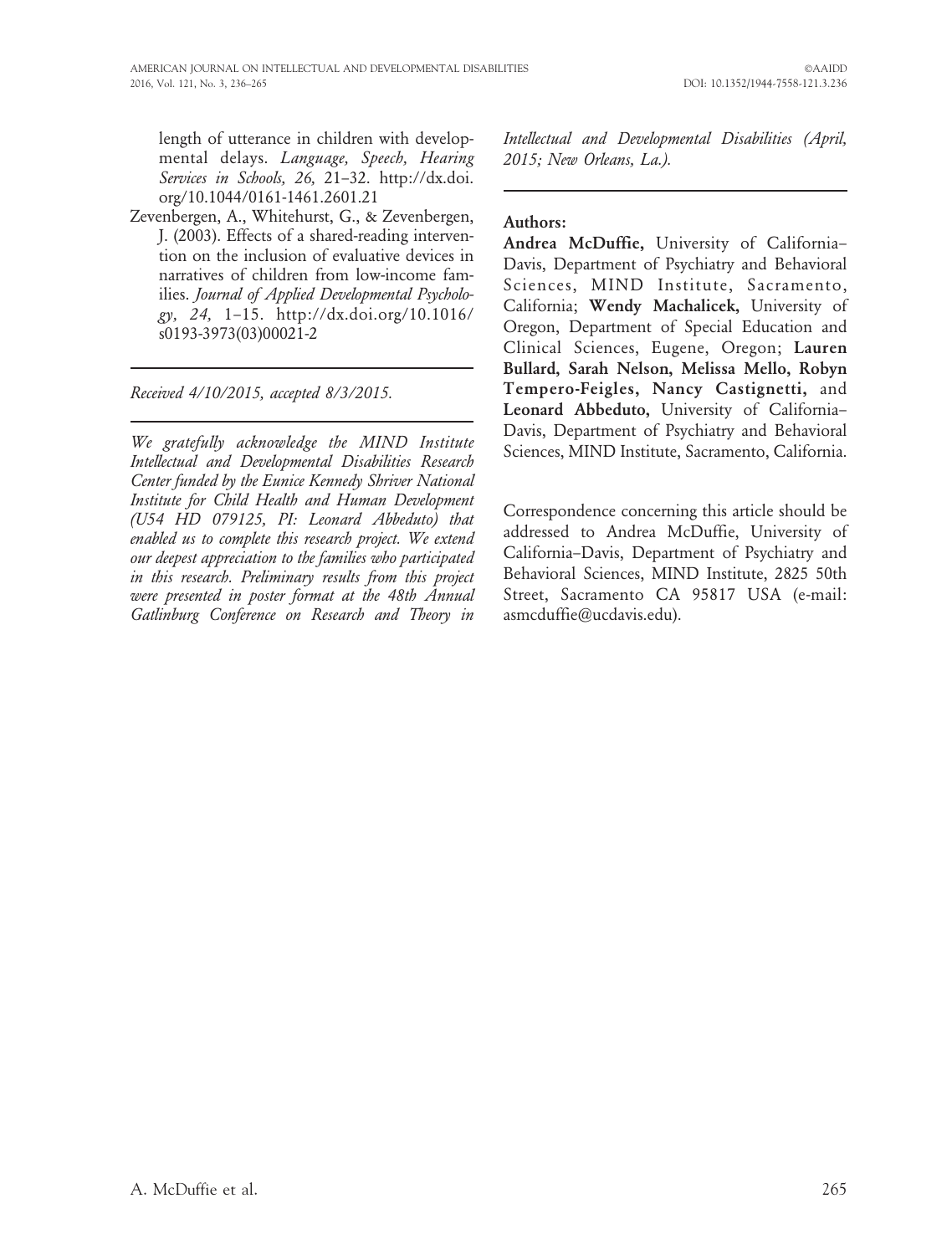length of utterance in children with developmental delays. *Language, Speech, Hearing Services in Schools, 26,* 21–32. http://dx.doi.org/10.1044/0161-1461.2601.21

Zevenbergen, A., Whitehurst, G., & Zevenbergen, J. (2003). Effects of a shared-reading intervention on the inclusion of evaluative devices in narratives of children from low-income families. *Journal of Applied Developmental Psychology, 24,* 1–15. http://dx.doi.org/10.1016/s0193-3973(03)00021-2

---

*Received 4/10/2015, accepted 8/3/2015.*

---

*We gratefully acknowledge the MIND Institute Intellectual and Developmental Disabilities Research Center funded by the Eunice Kennedy Shriver National Institute for Child Health and Human Development (U54 HD 079125, PI: Leonard Abbeduto) that enabled us to complete this research project. We extend our deepest appreciation to the families who participated in this research. Preliminary results from this project were presented in poster format at the 48th Annual Gatlinburg Conference on Research and Theory in Intellectual and Developmental Disabilities (April, 2015; New Orleans, La.).*

---

**Authors:**

**Andrea McDuffie,** University of California–Davis, Department of Psychiatry and Behavioral Sciences, MIND Institute, Sacramento, California; **Wendy Machalicek,** University of Oregon, Department of Special Education and Clinical Sciences, Eugene, Oregon; **Lauren Bullard, Sarah Nelson, Melissa Mello, Robyn Tempero-Feigles, Nancy Castignetti,** and **Leonard Abbeduto,** University of California–Davis, Department of Psychiatry and Behavioral Sciences, MIND Institute, Sacramento, California.

Correspondence concerning this article should be addressed to Andrea McDuffie, University of California–Davis, Department of Psychiatry and Behavioral Sciences, MIND Institute, 2825 50th Street, Sacramento CA 95817 USA (e-mail: asmcduffie@ucdavis.edu).